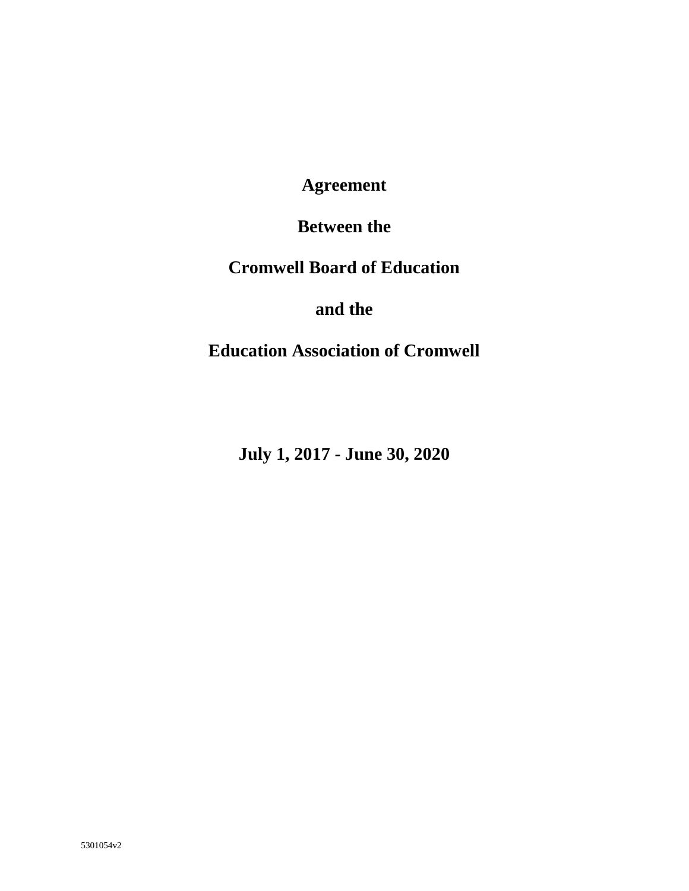# Agreement

# Between the

# Cromwell Board of Education

# and the

# Education Association of Cromwell

**July 1, 2017 - June 30, 2020**

5301054v2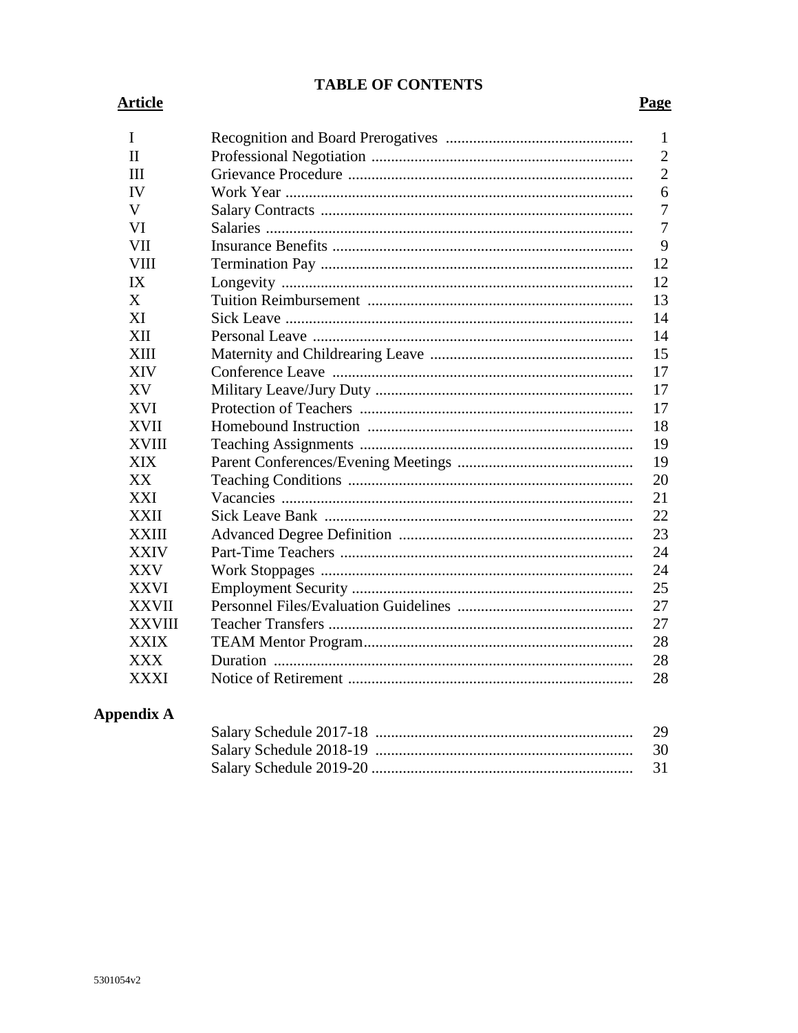# TABLE OF CONTENTS

| Article | | Page |
|---|---|---|
| I | Recognition and Board Prerogatives | 1 |
| II | Professional Negotiation | 2 |
| III | Grievance Procedure | 2 |
| IV | Work Year | 6 |
| V | Salary Contracts | 7 |
| VI | Salaries | 7 |
| VII | Insurance Benefits | 9 |
| VIII | Termination Pay | 12 |
| IX | Longevity | 12 |
| X | Tuition Reimbursement | 13 |
| XI | Sick Leave | 14 |
| XII | Personal Leave | 14 |
| XIII | Maternity and Childrearing Leave | 15 |
| XIV | Conference Leave | 17 |
| XV | Military Leave/Jury Duty | 17 |
| XVI | Protection of Teachers | 17 |
| XVII | Homebound Instruction | 18 |
| XVIII | Teaching Assignments | 19 |
| XIX | Parent Conferences/Evening Meetings | 19 |
| XX | Teaching Conditions | 20 |
| XXI | Vacancies | 21 |
| XXII | Sick Leave Bank | 22 |
| XXIII | Advanced Degree Definition | 23 |
| XXIV | Part-Time Teachers | 24 |
| XXV | Work Stoppages | 24 |
| XXVI | Employment Security | 25 |
| XXVII | Personnel Files/Evaluation Guidelines | 27 |
| XXVIII | Teacher Transfers | 27 |
| XXIX | TEAM Mentor Program | 28 |
| XXX | Duration | 28 |
| XXXI | Notice of Retirement | 28 |

**Appendix A**

| | | |
|---|---|---|
| | Salary Schedule 2017-18 | 29 |
| | Salary Schedule 2018-19 | 30 |
| | Salary Schedule 2019-20 | 31 |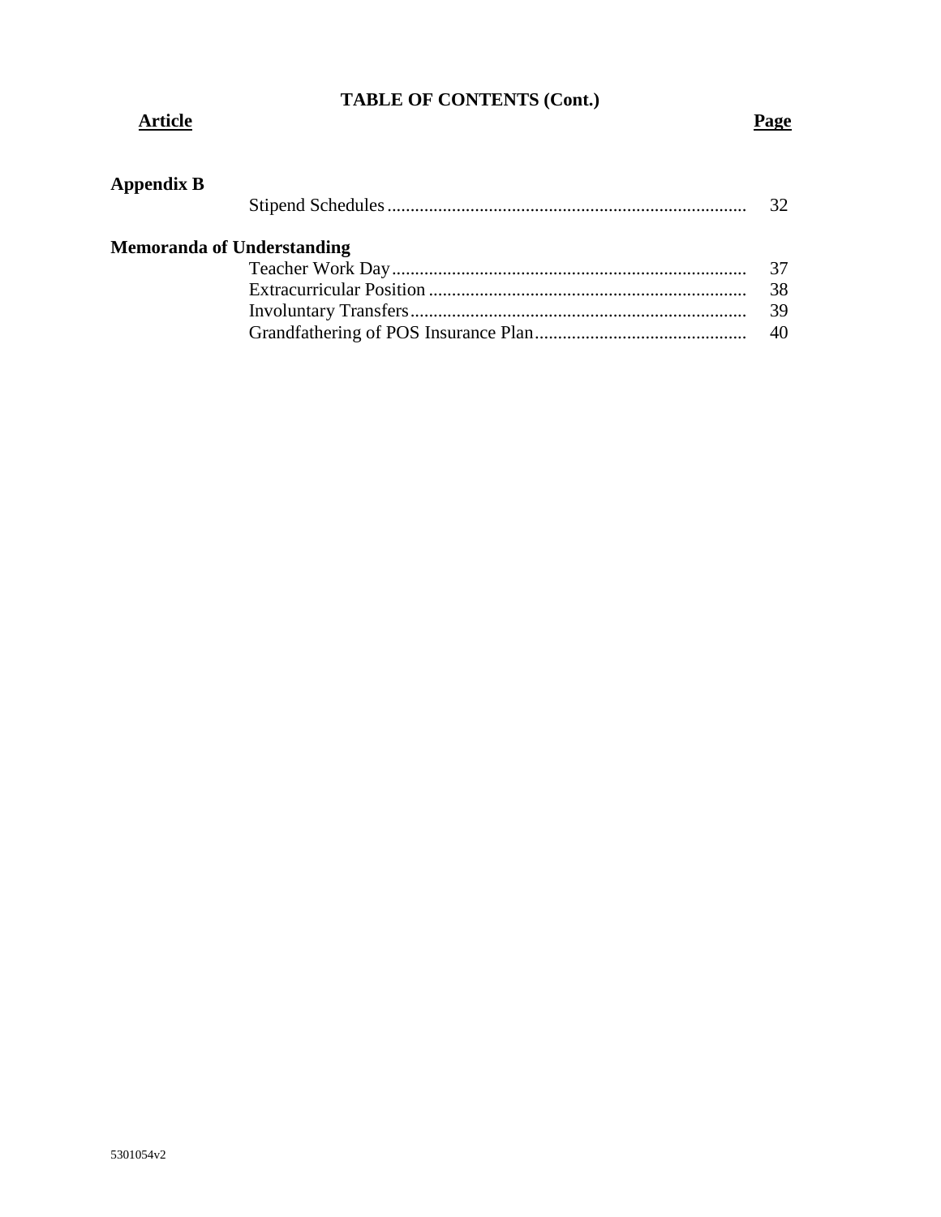**TABLE OF CONTENTS (Cont.)**

| **Article** | | **Page** |
|---|---|---|
| **Appendix B** | | |
| | Stipend Schedules | 32 |
| **Memoranda of Understanding** | | |
| | Teacher Work Day | 37 |
| | Extracurricular Position | 38 |
| | Involuntary Transfers | 39 |
| | Grandfathering of POS Insurance Plan | 40 |

5301054v2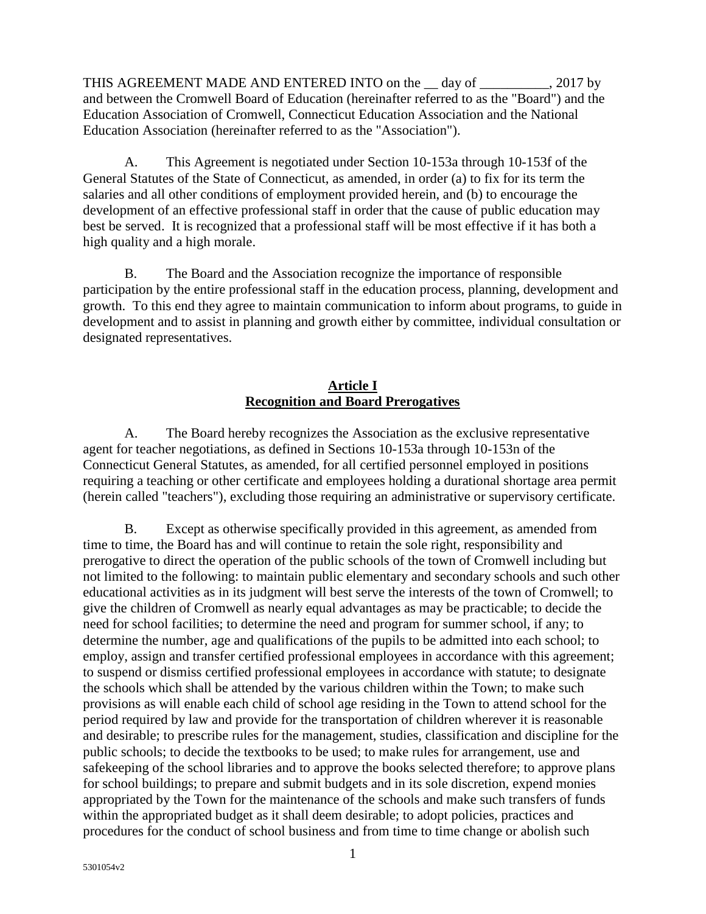THIS AGREEMENT MADE AND ENTERED INTO on the __ day of __________, 2017 by and between the Cromwell Board of Education (hereinafter referred to as the "Board") and the Education Association of Cromwell, Connecticut Education Association and the National Education Association (hereinafter referred to as the "Association").

A. This Agreement is negotiated under Section 10-153a through 10-153f of the General Statutes of the State of Connecticut, as amended, in order (a) to fix for its term the salaries and all other conditions of employment provided herein, and (b) to encourage the development of an effective professional staff in order that the cause of public education may best be served. It is recognized that a professional staff will be most effective if it has both a high quality and a high morale.

B. The Board and the Association recognize the importance of responsible participation by the entire professional staff in the education process, planning, development and growth. To this end they agree to maintain communication to inform about programs, to guide in development and to assist in planning and growth either by committee, individual consultation or designated representatives.

## Article I
## Recognition and Board Prerogatives

A. The Board hereby recognizes the Association as the exclusive representative agent for teacher negotiations, as defined in Sections 10-153a through 10-153n of the Connecticut General Statutes, as amended, for all certified personnel employed in positions requiring a teaching or other certificate and employees holding a durational shortage area permit (herein called "teachers"), excluding those requiring an administrative or supervisory certificate.

B. Except as otherwise specifically provided in this agreement, as amended from time to time, the Board has and will continue to retain the sole right, responsibility and prerogative to direct the operation of the public schools of the town of Cromwell including but not limited to the following: to maintain public elementary and secondary schools and such other educational activities as in its judgment will best serve the interests of the town of Cromwell; to give the children of Cromwell as nearly equal advantages as may be practicable; to decide the need for school facilities; to determine the need and program for summer school, if any; to determine the number, age and qualifications of the pupils to be admitted into each school; to employ, assign and transfer certified professional employees in accordance with this agreement; to suspend or dismiss certified professional employees in accordance with statute; to designate the schools which shall be attended by the various children within the Town; to make such provisions as will enable each child of school age residing in the Town to attend school for the period required by law and provide for the transportation of children wherever it is reasonable and desirable; to prescribe rules for the management, studies, classification and discipline for the public schools; to decide the textbooks to be used; to make rules for arrangement, use and safekeeping of the school libraries and to approve the books selected therefore; to approve plans for school buildings; to prepare and submit budgets and in its sole discretion, expend monies appropriated by the Town for the maintenance of the schools and make such transfers of funds within the appropriated budget as it shall deem desirable; to adopt policies, practices and procedures for the conduct of school business and from time to time change or abolish such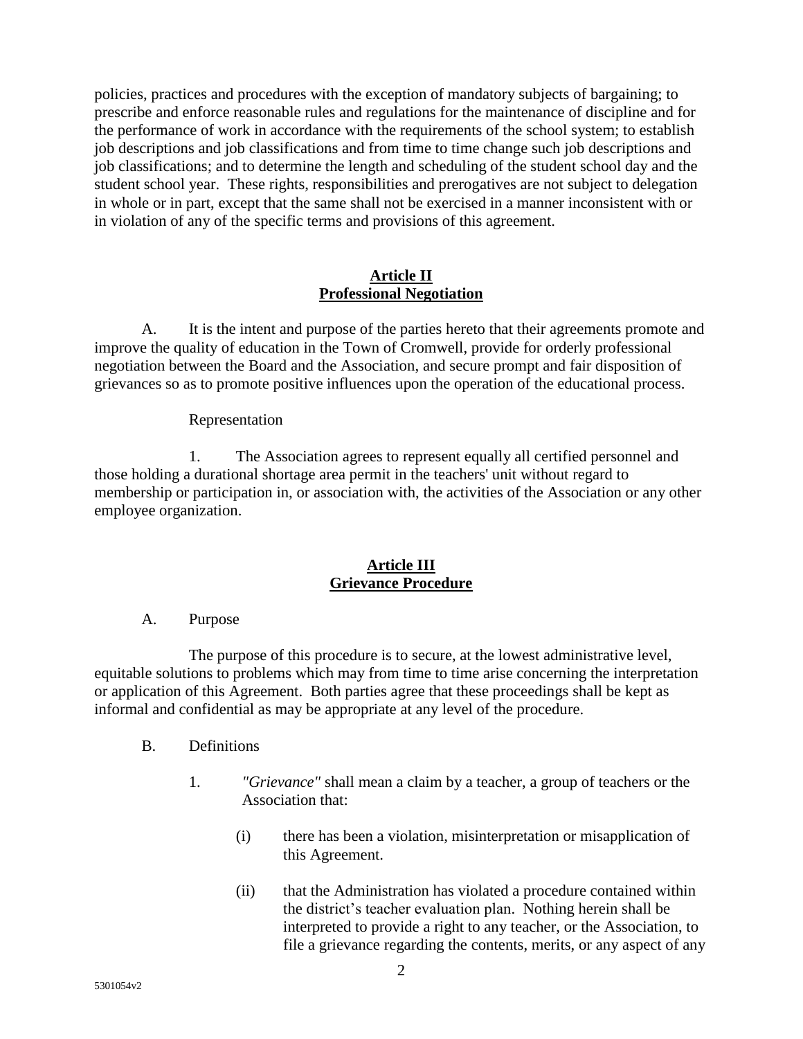policies, practices and procedures with the exception of mandatory subjects of bargaining; to prescribe and enforce reasonable rules and regulations for the maintenance of discipline and for the performance of work in accordance with the requirements of the school system; to establish job descriptions and job classifications and from time to time change such job descriptions and job classifications; and to determine the length and scheduling of the student school day and the student school year. These rights, responsibilities and prerogatives are not subject to delegation in whole or in part, except that the same shall not be exercised in a manner inconsistent with or in violation of any of the specific terms and provisions of this agreement.

## Article II
## Professional Negotiation

A. It is the intent and purpose of the parties hereto that their agreements promote and improve the quality of education in the Town of Cromwell, provide for orderly professional negotiation between the Board and the Association, and secure prompt and fair disposition of grievances so as to promote positive influences upon the operation of the educational process.

Representation

1. The Association agrees to represent equally all certified personnel and those holding a durational shortage area permit in the teachers' unit without regard to membership or participation in, or association with, the activities of the Association or any other employee organization.

## Article III
## Grievance Procedure

A. Purpose

The purpose of this procedure is to secure, at the lowest administrative level, equitable solutions to problems which may from time to time arise concerning the interpretation or application of this Agreement. Both parties agree that these proceedings shall be kept as informal and confidential as may be appropriate at any level of the procedure.

B. Definitions

1. *"Grievance"* shall mean a claim by a teacher, a group of teachers or the Association that:

   (i) there has been a violation, misinterpretation or misapplication of this Agreement.

   (ii) that the Administration has violated a procedure contained within the district's teacher evaluation plan. Nothing herein shall be interpreted to provide a right to any teacher, or the Association, to file a grievance regarding the contents, merits, or any aspect of any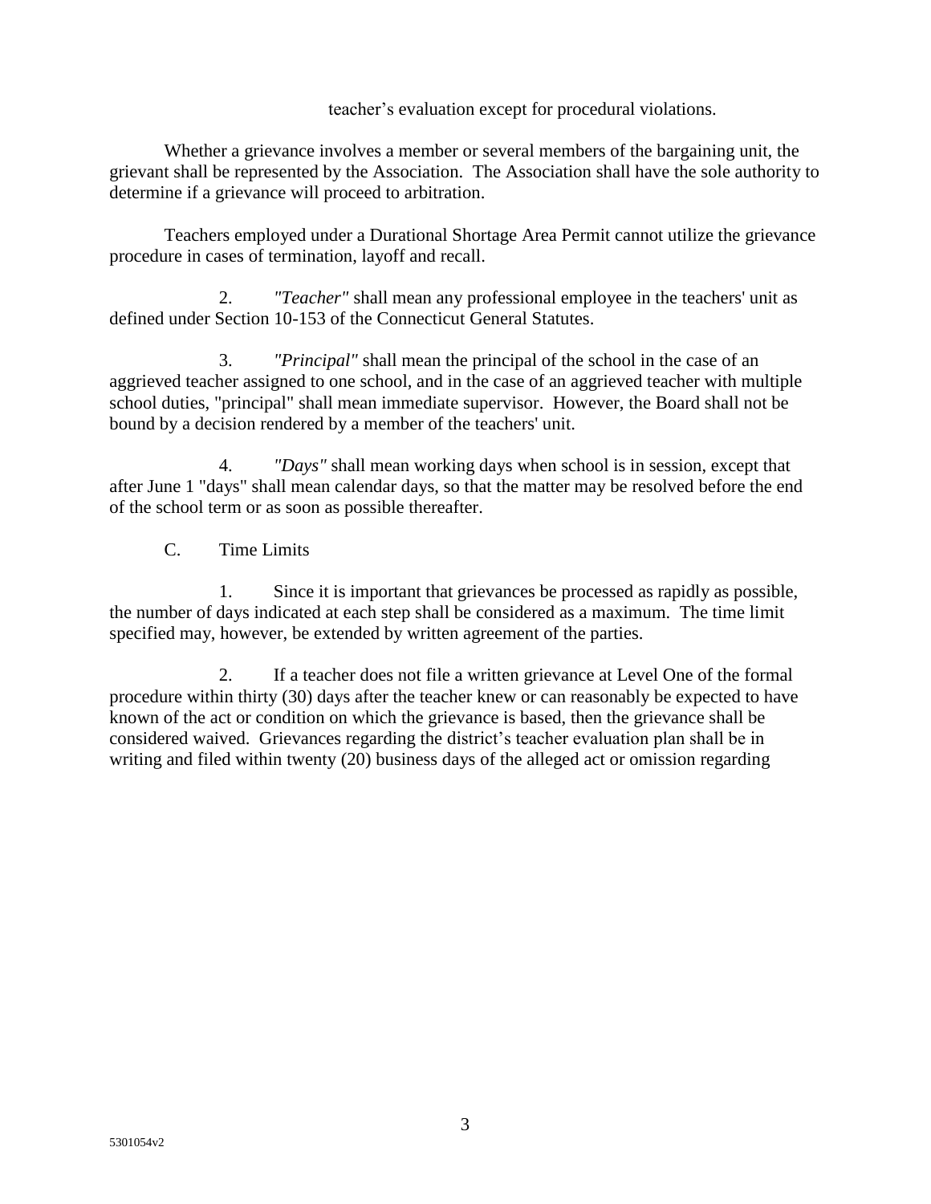teacher's evaluation except for procedural violations.

Whether a grievance involves a member or several members of the bargaining unit, the grievant shall be represented by the Association. The Association shall have the sole authority to determine if a grievance will proceed to arbitration.

Teachers employed under a Durational Shortage Area Permit cannot utilize the grievance procedure in cases of termination, layoff and recall.

2. *"Teacher"* shall mean any professional employee in the teachers' unit as defined under Section 10-153 of the Connecticut General Statutes.

3. *"Principal"* shall mean the principal of the school in the case of an aggrieved teacher assigned to one school, and in the case of an aggrieved teacher with multiple school duties, "principal" shall mean immediate supervisor. However, the Board shall not be bound by a decision rendered by a member of the teachers' unit.

4. *"Days"* shall mean working days when school is in session, except that after June 1 "days" shall mean calendar days, so that the matter may be resolved before the end of the school term or as soon as possible thereafter.

C. Time Limits

1. Since it is important that grievances be processed as rapidly as possible, the number of days indicated at each step shall be considered as a maximum. The time limit specified may, however, be extended by written agreement of the parties.

2. If a teacher does not file a written grievance at Level One of the formal procedure within thirty (30) days after the teacher knew or can reasonably be expected to have known of the act or condition on which the grievance is based, then the grievance shall be considered waived. Grievances regarding the district's teacher evaluation plan shall be in writing and filed within twenty (20) business days of the alleged act or omission regarding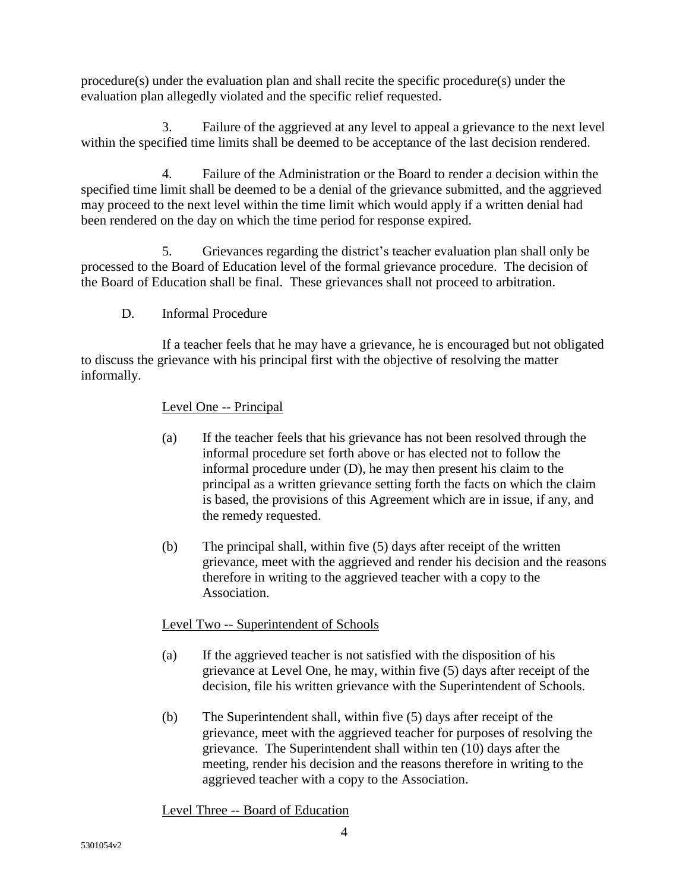procedure(s) under the evaluation plan and shall recite the specific procedure(s) under the evaluation plan allegedly violated and the specific relief requested.

3. Failure of the aggrieved at any level to appeal a grievance to the next level within the specified time limits shall be deemed to be acceptance of the last decision rendered.

4. Failure of the Administration or the Board to render a decision within the specified time limit shall be deemed to be a denial of the grievance submitted, and the aggrieved may proceed to the next level within the time limit which would apply if a written denial had been rendered on the day on which the time period for response expired.

5. Grievances regarding the district's teacher evaluation plan shall only be processed to the Board of Education level of the formal grievance procedure. The decision of the Board of Education shall be final. These grievances shall not proceed to arbitration.

D. Informal Procedure

If a teacher feels that he may have a grievance, he is encouraged but not obligated to discuss the grievance with his principal first with the objective of resolving the matter informally.

Level One -- Principal

(a) If the teacher feels that his grievance has not been resolved through the informal procedure set forth above or has elected not to follow the informal procedure under (D), he may then present his claim to the principal as a written grievance setting forth the facts on which the claim is based, the provisions of this Agreement which are in issue, if any, and the remedy requested.

(b) The principal shall, within five (5) days after receipt of the written grievance, meet with the aggrieved and render his decision and the reasons therefore in writing to the aggrieved teacher with a copy to the Association.

Level Two -- Superintendent of Schools

(a) If the aggrieved teacher is not satisfied with the disposition of his grievance at Level One, he may, within five (5) days after receipt of the decision, file his written grievance with the Superintendent of Schools.

(b) The Superintendent shall, within five (5) days after receipt of the grievance, meet with the aggrieved teacher for purposes of resolving the grievance. The Superintendent shall within ten (10) days after the meeting, render his decision and the reasons therefore in writing to the aggrieved teacher with a copy to the Association.

Level Three -- Board of Education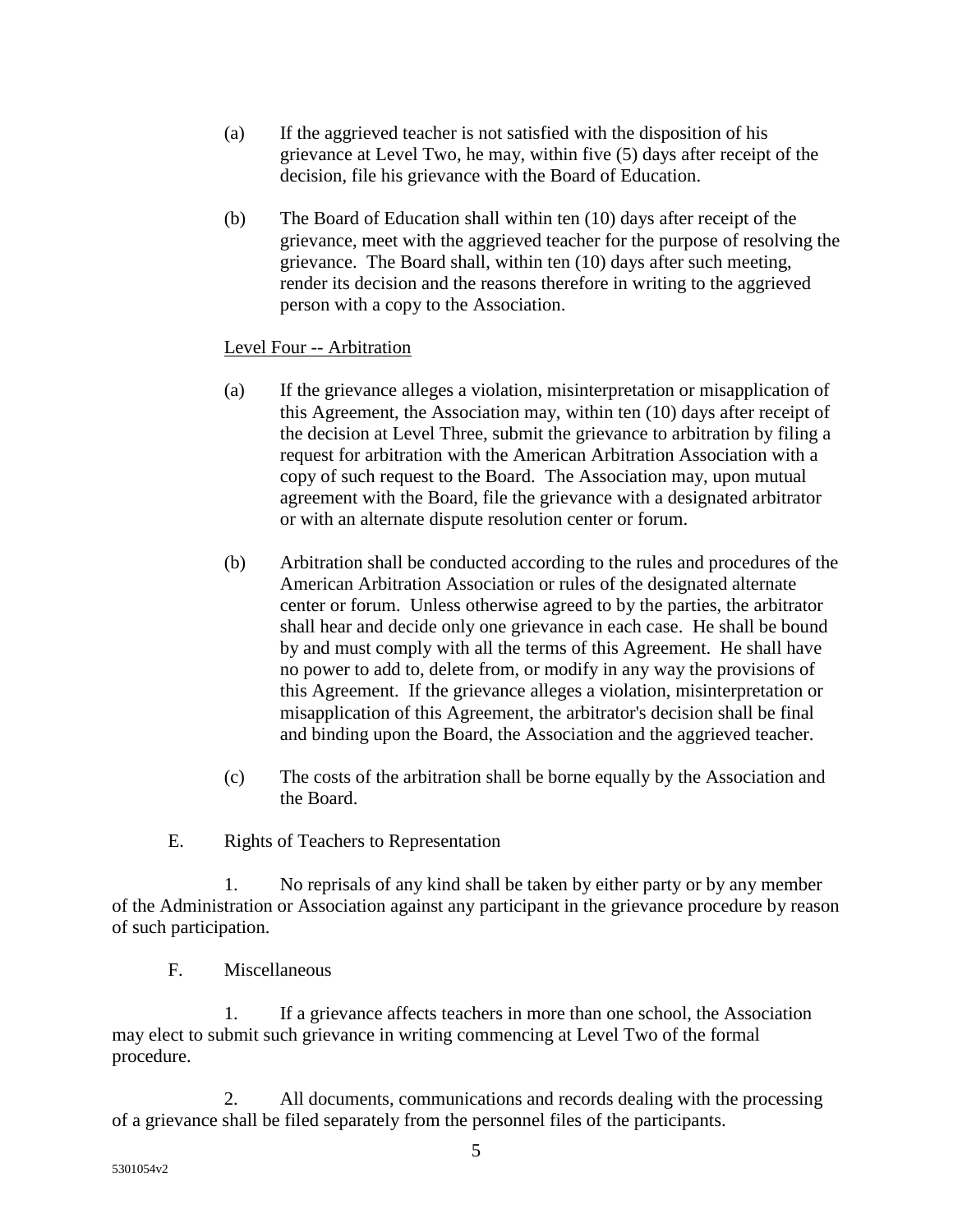(a) If the aggrieved teacher is not satisfied with the disposition of his grievance at Level Two, he may, within five (5) days after receipt of the decision, file his grievance with the Board of Education.

(b) The Board of Education shall within ten (10) days after receipt of the grievance, meet with the aggrieved teacher for the purpose of resolving the grievance. The Board shall, within ten (10) days after such meeting, render its decision and the reasons therefore in writing to the aggrieved person with a copy to the Association.

Level Four -- Arbitration

(a) If the grievance alleges a violation, misinterpretation or misapplication of this Agreement, the Association may, within ten (10) days after receipt of the decision at Level Three, submit the grievance to arbitration by filing a request for arbitration with the American Arbitration Association with a copy of such request to the Board. The Association may, upon mutual agreement with the Board, file the grievance with a designated arbitrator or with an alternate dispute resolution center or forum.

(b) Arbitration shall be conducted according to the rules and procedures of the American Arbitration Association or rules of the designated alternate center or forum. Unless otherwise agreed to by the parties, the arbitrator shall hear and decide only one grievance in each case. He shall be bound by and must comply with all the terms of this Agreement. He shall have no power to add to, delete from, or modify in any way the provisions of this Agreement. If the grievance alleges a violation, misinterpretation or misapplication of this Agreement, the arbitrator's decision shall be final and binding upon the Board, the Association and the aggrieved teacher.

(c) The costs of the arbitration shall be borne equally by the Association and the Board.

E. Rights of Teachers to Representation

1. No reprisals of any kind shall be taken by either party or by any member of the Administration or Association against any participant in the grievance procedure by reason of such participation.

F. Miscellaneous

1. If a grievance affects teachers in more than one school, the Association may elect to submit such grievance in writing commencing at Level Two of the formal procedure.

2. All documents, communications and records dealing with the processing of a grievance shall be filed separately from the personnel files of the participants.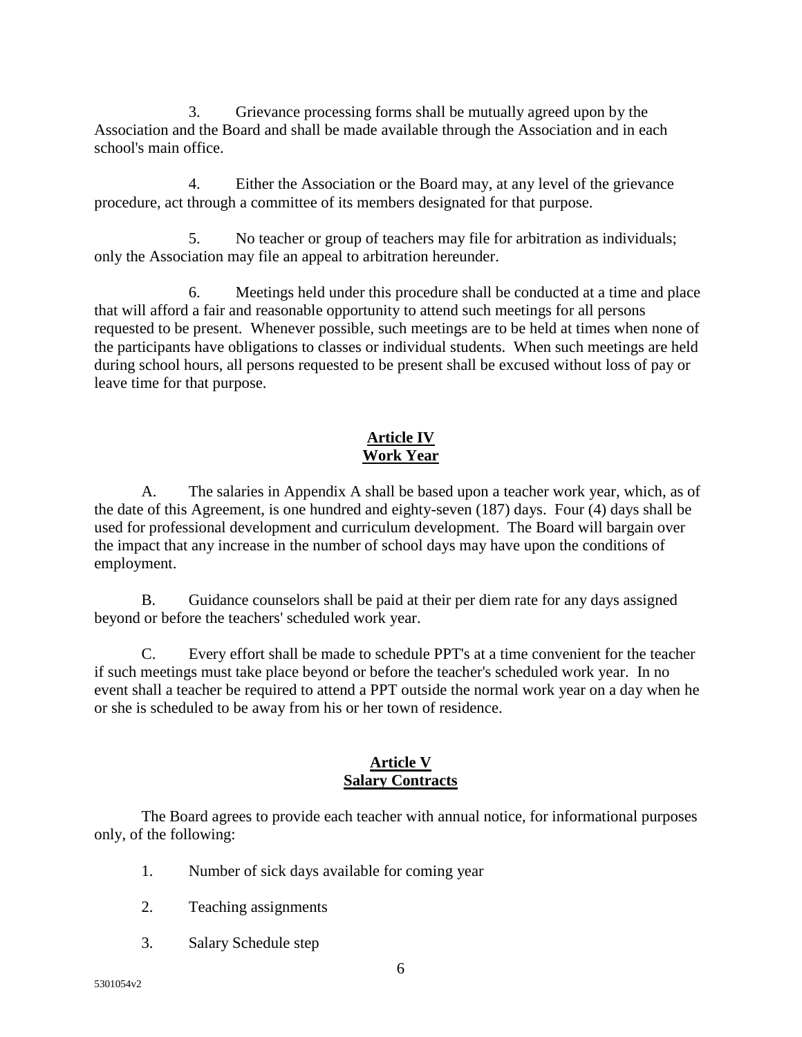3. Grievance processing forms shall be mutually agreed upon by the Association and the Board and shall be made available through the Association and in each school's main office.

4. Either the Association or the Board may, at any level of the grievance procedure, act through a committee of its members designated for that purpose.

5. No teacher or group of teachers may file for arbitration as individuals; only the Association may file an appeal to arbitration hereunder.

6. Meetings held under this procedure shall be conducted at a time and place that will afford a fair and reasonable opportunity to attend such meetings for all persons requested to be present. Whenever possible, such meetings are to be held at times when none of the participants have obligations to classes or individual students. When such meetings are held during school hours, all persons requested to be present shall be excused without loss of pay or leave time for that purpose.

## Article IV
## Work Year

A. The salaries in Appendix A shall be based upon a teacher work year, which, as of the date of this Agreement, is one hundred and eighty-seven (187) days. Four (4) days shall be used for professional development and curriculum development. The Board will bargain over the impact that any increase in the number of school days may have upon the conditions of employment.

B. Guidance counselors shall be paid at their per diem rate for any days assigned beyond or before the teachers' scheduled work year.

C. Every effort shall be made to schedule PPT's at a time convenient for the teacher if such meetings must take place beyond or before the teacher's scheduled work year. In no event shall a teacher be required to attend a PPT outside the normal work year on a day when he or she is scheduled to be away from his or her town of residence.

## Article V
## Salary Contracts

The Board agrees to provide each teacher with annual notice, for informational purposes only, of the following:

1. Number of sick days available for coming year

2. Teaching assignments

3. Salary Schedule step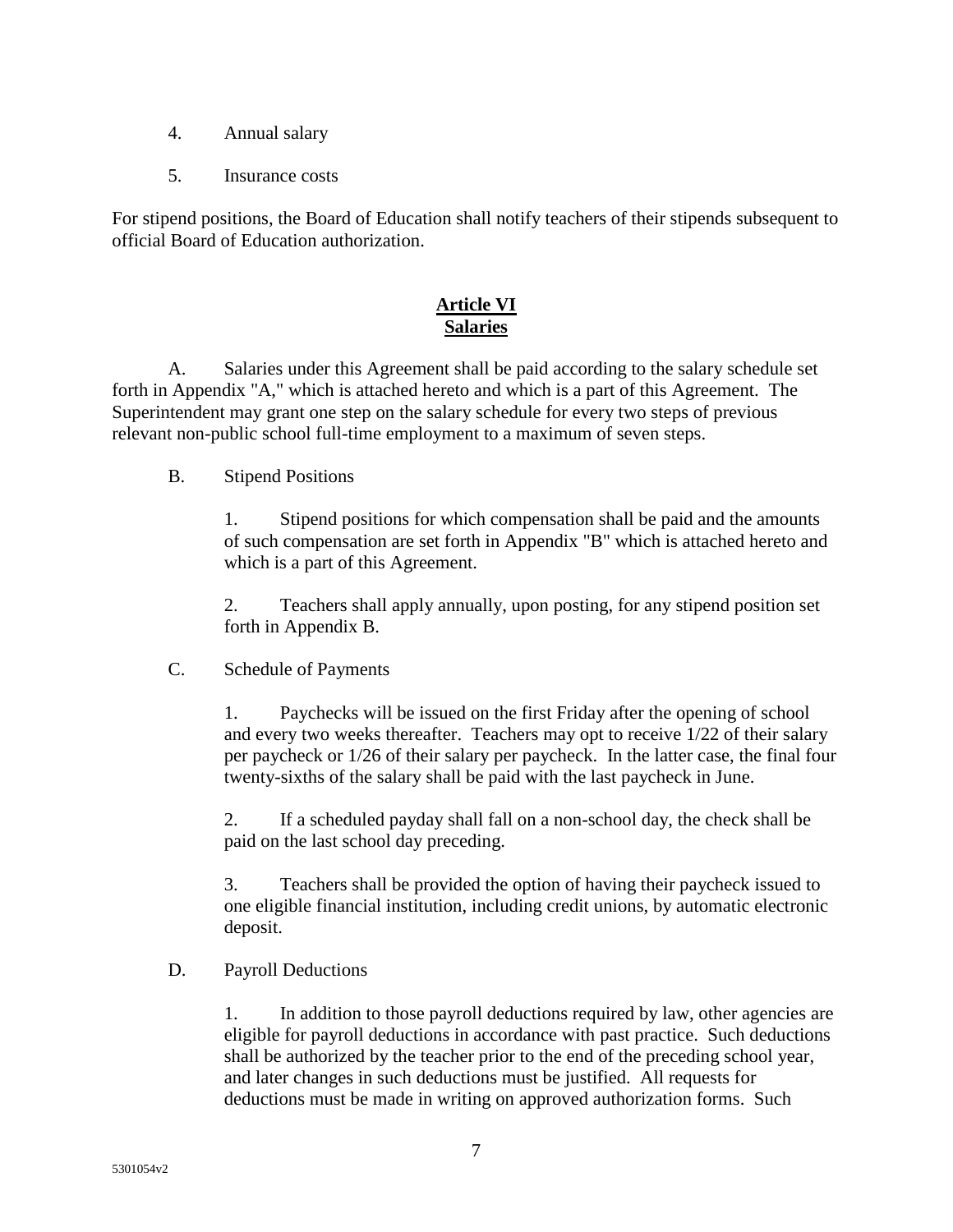4. Annual salary

5. Insurance costs

For stipend positions, the Board of Education shall notify teachers of their stipends subsequent to official Board of Education authorization.

## Article VI
## Salaries

A. Salaries under this Agreement shall be paid according to the salary schedule set forth in Appendix "A," which is attached hereto and which is a part of this Agreement. The Superintendent may grant one step on the salary schedule for every two steps of previous relevant non-public school full-time employment to a maximum of seven steps.

B. Stipend Positions

1. Stipend positions for which compensation shall be paid and the amounts of such compensation are set forth in Appendix "B" which is attached hereto and which is a part of this Agreement.

2. Teachers shall apply annually, upon posting, for any stipend position set forth in Appendix B.

C. Schedule of Payments

1. Paychecks will be issued on the first Friday after the opening of school and every two weeks thereafter. Teachers may opt to receive 1/22 of their salary per paycheck or 1/26 of their salary per paycheck. In the latter case, the final four twenty-sixths of the salary shall be paid with the last paycheck in June.

2. If a scheduled payday shall fall on a non-school day, the check shall be paid on the last school day preceding.

3. Teachers shall be provided the option of having their paycheck issued to one eligible financial institution, including credit unions, by automatic electronic deposit.

D. Payroll Deductions

1. In addition to those payroll deductions required by law, other agencies are eligible for payroll deductions in accordance with past practice. Such deductions shall be authorized by the teacher prior to the end of the preceding school year, and later changes in such deductions must be justified. All requests for deductions must be made in writing on approved authorization forms. Such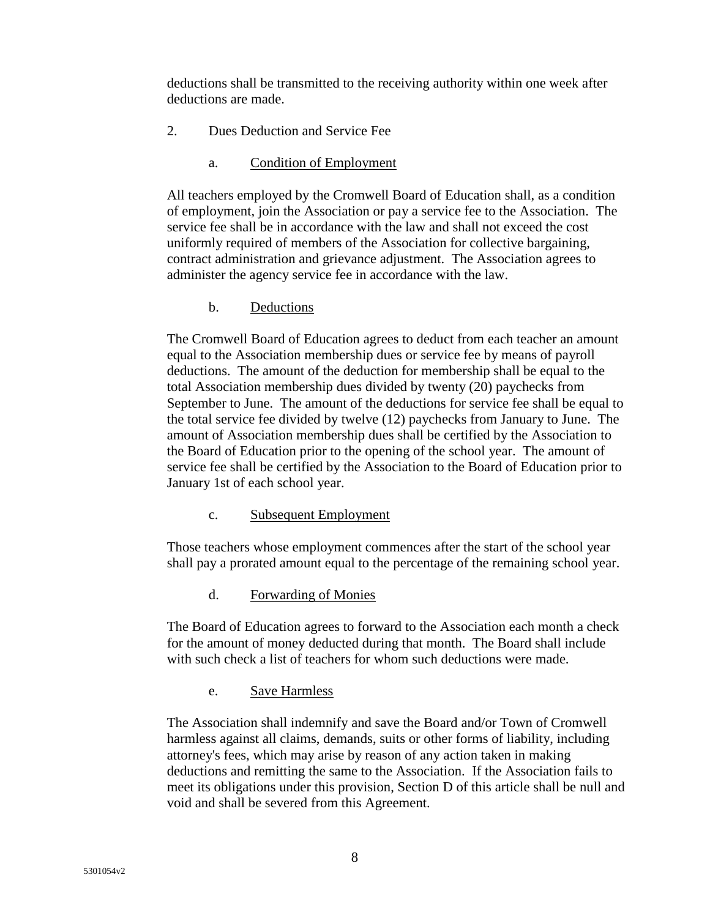deductions shall be transmitted to the receiving authority within one week after deductions are made.

2. Dues Deduction and Service Fee

a. Condition of Employment

All teachers employed by the Cromwell Board of Education shall, as a condition of employment, join the Association or pay a service fee to the Association. The service fee shall be in accordance with the law and shall not exceed the cost uniformly required of members of the Association for collective bargaining, contract administration and grievance adjustment. The Association agrees to administer the agency service fee in accordance with the law.

b. Deductions

The Cromwell Board of Education agrees to deduct from each teacher an amount equal to the Association membership dues or service fee by means of payroll deductions. The amount of the deduction for membership shall be equal to the total Association membership dues divided by twenty (20) paychecks from September to June. The amount of the deductions for service fee shall be equal to the total service fee divided by twelve (12) paychecks from January to June. The amount of Association membership dues shall be certified by the Association to the Board of Education prior to the opening of the school year. The amount of service fee shall be certified by the Association to the Board of Education prior to January 1st of each school year.

c. Subsequent Employment

Those teachers whose employment commences after the start of the school year shall pay a prorated amount equal to the percentage of the remaining school year.

d. Forwarding of Monies

The Board of Education agrees to forward to the Association each month a check for the amount of money deducted during that month. The Board shall include with such check a list of teachers for whom such deductions were made.

e. Save Harmless

The Association shall indemnify and save the Board and/or Town of Cromwell harmless against all claims, demands, suits or other forms of liability, including attorney's fees, which may arise by reason of any action taken in making deductions and remitting the same to the Association. If the Association fails to meet its obligations under this provision, Section D of this article shall be null and void and shall be severed from this Agreement.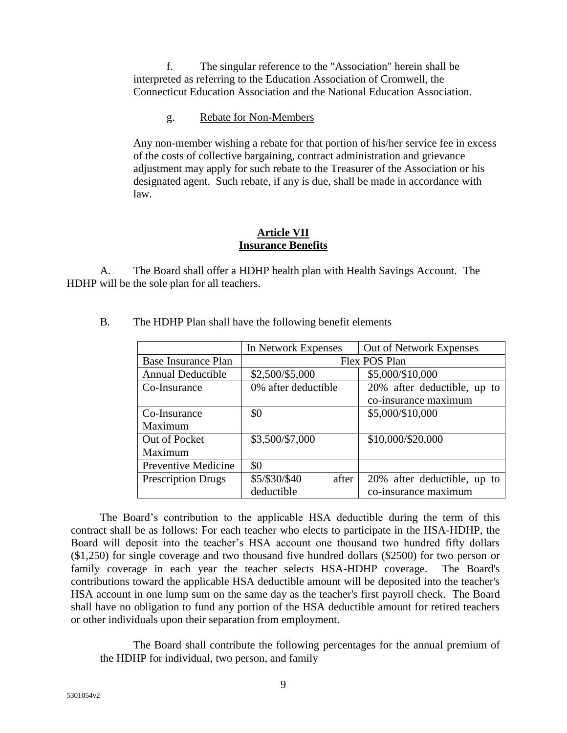f. The singular reference to the "Association" herein shall be interpreted as referring to the Education Association of Cromwell, the Connecticut Education Association and the National Education Association.

g. Rebate for Non-Members

Any non-member wishing a rebate for that portion of his/her service fee in excess of the costs of collective bargaining, contract administration and grievance adjustment may apply for such rebate to the Treasurer of the Association or his designated agent. Such rebate, if any is due, shall be made in accordance with law.

## Article VII
## Insurance Benefits

A. The Board shall offer a HDHP health plan with Health Savings Account. The HDHP will be the sole plan for all teachers.

B. The HDHP Plan shall have the following benefit elements

| | In Network Expenses | Out of Network Expenses |
|---|---|---|
| Base Insurance Plan | Flex POS Plan | |
| Annual Deductible | $2,500/$5,000 | $5,000/$10,000 |
| Co-Insurance | 0% after deductible | 20% after deductible, up to co-insurance maximum |
| Co-Insurance Maximum | $0 | $5,000/$10,000 |
| Out of Pocket Maximum | $3,500/$7,000 | $10,000/$20,000 |
| Preventive Medicine | $0 | |
| Prescription Drugs | $5/$30/$40 after deductible | 20% after deductible, up to co-insurance maximum |

The Board's contribution to the applicable HSA deductible during the term of this contract shall be as follows: For each teacher who elects to participate in the HSA-HDHP, the Board will deposit into the teacher's HSA account one thousand two hundred fifty dollars ($1,250) for single coverage and two thousand five hundred dollars ($2500) for two person or family coverage in each year the teacher selects HSA-HDHP coverage. The Board's contributions toward the applicable HSA deductible amount will be deposited into the teacher's HSA account in one lump sum on the same day as the teacher's first payroll check. The Board shall have no obligation to fund any portion of the HSA deductible amount for retired teachers or other individuals upon their separation from employment.

The Board shall contribute the following percentages for the annual premium of the HDHP for individual, two person, and family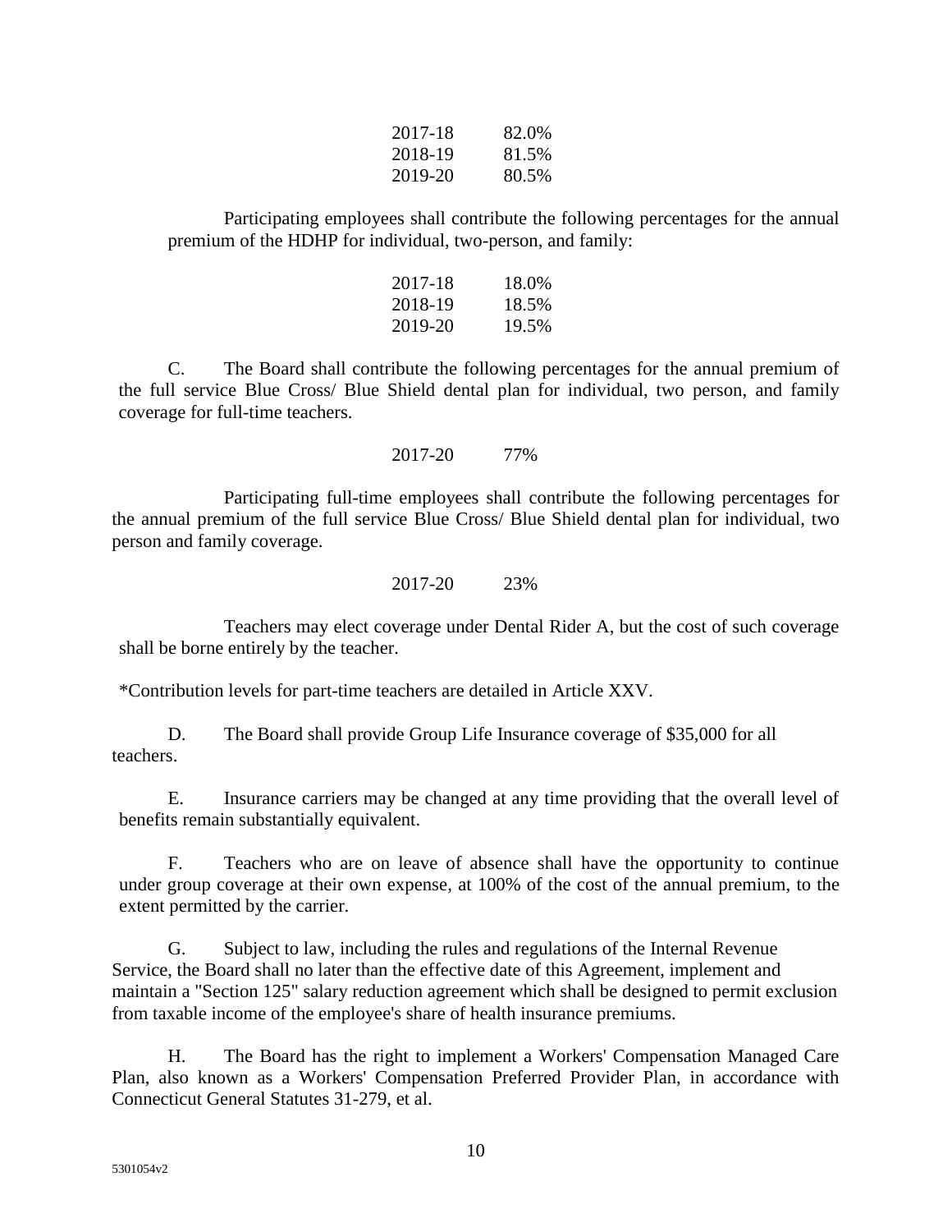| | |
|---|---|
| 2017-18 | 82.0% |
| 2018-19 | 81.5% |
| 2019-20 | 80.5% |

Participating employees shall contribute the following percentages for the annual premium of the HDHP for individual, two-person, and family:

| | |
|---|---|
| 2017-18 | 18.0% |
| 2018-19 | 18.5% |
| 2019-20 | 19.5% |

C. The Board shall contribute the following percentages for the annual premium of the full service Blue Cross/ Blue Shield dental plan for individual, two person, and family coverage for full-time teachers.

| | |
|---|---|
| 2017-20 | 77% |

Participating full-time employees shall contribute the following percentages for the annual premium of the full service Blue Cross/ Blue Shield dental plan for individual, two person and family coverage.

| | |
|---|---|
| 2017-20 | 23% |

Teachers may elect coverage under Dental Rider A, but the cost of such coverage shall be borne entirely by the teacher.

*Contribution levels for part-time teachers are detailed in Article XXV.

D. The Board shall provide Group Life Insurance coverage of $35,000 for all teachers.

E. Insurance carriers may be changed at any time providing that the overall level of benefits remain substantially equivalent.

F. Teachers who are on leave of absence shall have the opportunity to continue under group coverage at their own expense, at 100% of the cost of the annual premium, to the extent permitted by the carrier.

G. Subject to law, including the rules and regulations of the Internal Revenue Service, the Board shall no later than the effective date of this Agreement, implement and maintain a "Section 125" salary reduction agreement which shall be designed to permit exclusion from taxable income of the employee's share of health insurance premiums.

H. The Board has the right to implement a Workers' Compensation Managed Care Plan, also known as a Workers' Compensation Preferred Provider Plan, in accordance with Connecticut General Statutes 31-279, et al.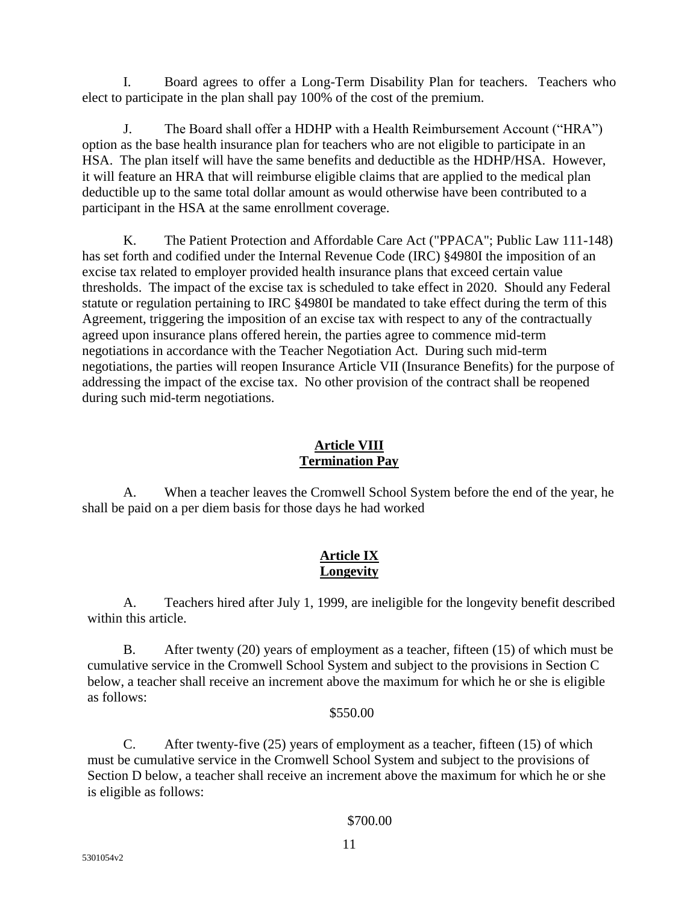I. Board agrees to offer a Long-Term Disability Plan for teachers. Teachers who elect to participate in the plan shall pay 100% of the cost of the premium.

J. The Board shall offer a HDHP with a Health Reimbursement Account ("HRA") option as the base health insurance plan for teachers who are not eligible to participate in an HSA. The plan itself will have the same benefits and deductible as the HDHP/HSA. However, it will feature an HRA that will reimburse eligible claims that are applied to the medical plan deductible up to the same total dollar amount as would otherwise have been contributed to a participant in the HSA at the same enrollment coverage.

K. The Patient Protection and Affordable Care Act ("PPACA"; Public Law 111-148) has set forth and codified under the Internal Revenue Code (IRC) §4980I the imposition of an excise tax related to employer provided health insurance plans that exceed certain value thresholds. The impact of the excise tax is scheduled to take effect in 2020. Should any Federal statute or regulation pertaining to IRC §4980I be mandated to take effect during the term of this Agreement, triggering the imposition of an excise tax with respect to any of the contractually agreed upon insurance plans offered herein, the parties agree to commence mid-term negotiations in accordance with the Teacher Negotiation Act. During such mid-term negotiations, the parties will reopen Insurance Article VII (Insurance Benefits) for the purpose of addressing the impact of the excise tax. No other provision of the contract shall be reopened during such mid-term negotiations.

## Article VIII
## Termination Pay

A. When a teacher leaves the Cromwell School System before the end of the year, he shall be paid on a per diem basis for those days he had worked

## Article IX
## Longevity

A. Teachers hired after July 1, 1999, are ineligible for the longevity benefit described within this article.

B. After twenty (20) years of employment as a teacher, fifteen (15) of which must be cumulative service in the Cromwell School System and subject to the provisions in Section C below, a teacher shall receive an increment above the maximum for which he or she is eligible as follows:

$550.00

C. After twenty-five (25) years of employment as a teacher, fifteen (15) of which must be cumulative service in the Cromwell School System and subject to the provisions of Section D below, a teacher shall receive an increment above the maximum for which he or she is eligible as follows:

$700.00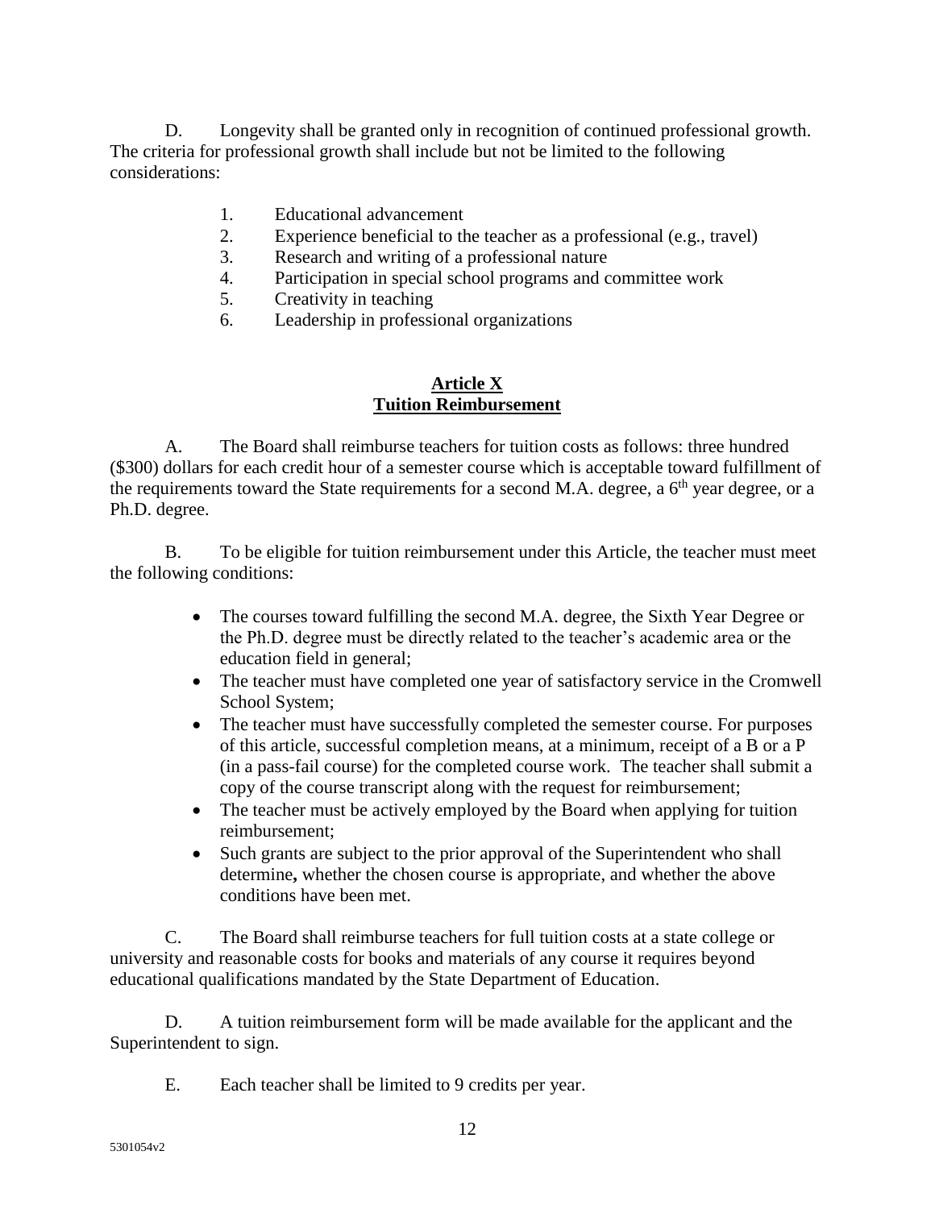D. Longevity shall be granted only in recognition of continued professional growth. The criteria for professional growth shall include but not be limited to the following considerations:

1. Educational advancement
2. Experience beneficial to the teacher as a professional (e.g., travel)
3. Research and writing of a professional nature
4. Participation in special school programs and committee work
5. Creativity in teaching
6. Leadership in professional organizations

## Article X
## Tuition Reimbursement

A. The Board shall reimburse teachers for tuition costs as follows: three hundred ($300) dollars for each credit hour of a semester course which is acceptable toward fulfillment of the requirements toward the State requirements for a second M.A. degree, a 6th year degree, or a Ph.D. degree.

B. To be eligible for tuition reimbursement under this Article, the teacher must meet the following conditions:

- The courses toward fulfilling the second M.A. degree, the Sixth Year Degree or the Ph.D. degree must be directly related to the teacher's academic area or the education field in general;
- The teacher must have completed one year of satisfactory service in the Cromwell School System;
- The teacher must have successfully completed the semester course. For purposes of this article, successful completion means, at a minimum, receipt of a B or a P (in a pass-fail course) for the completed course work. The teacher shall submit a copy of the course transcript along with the request for reimbursement;
- The teacher must be actively employed by the Board when applying for tuition reimbursement;
- Such grants are subject to the prior approval of the Superintendent who shall determine**,** whether the chosen course is appropriate, and whether the above conditions have been met.

C. The Board shall reimburse teachers for full tuition costs at a state college or university and reasonable costs for books and materials of any course it requires beyond educational qualifications mandated by the State Department of Education.

D. A tuition reimbursement form will be made available for the applicant and the Superintendent to sign.

E. Each teacher shall be limited to 9 credits per year.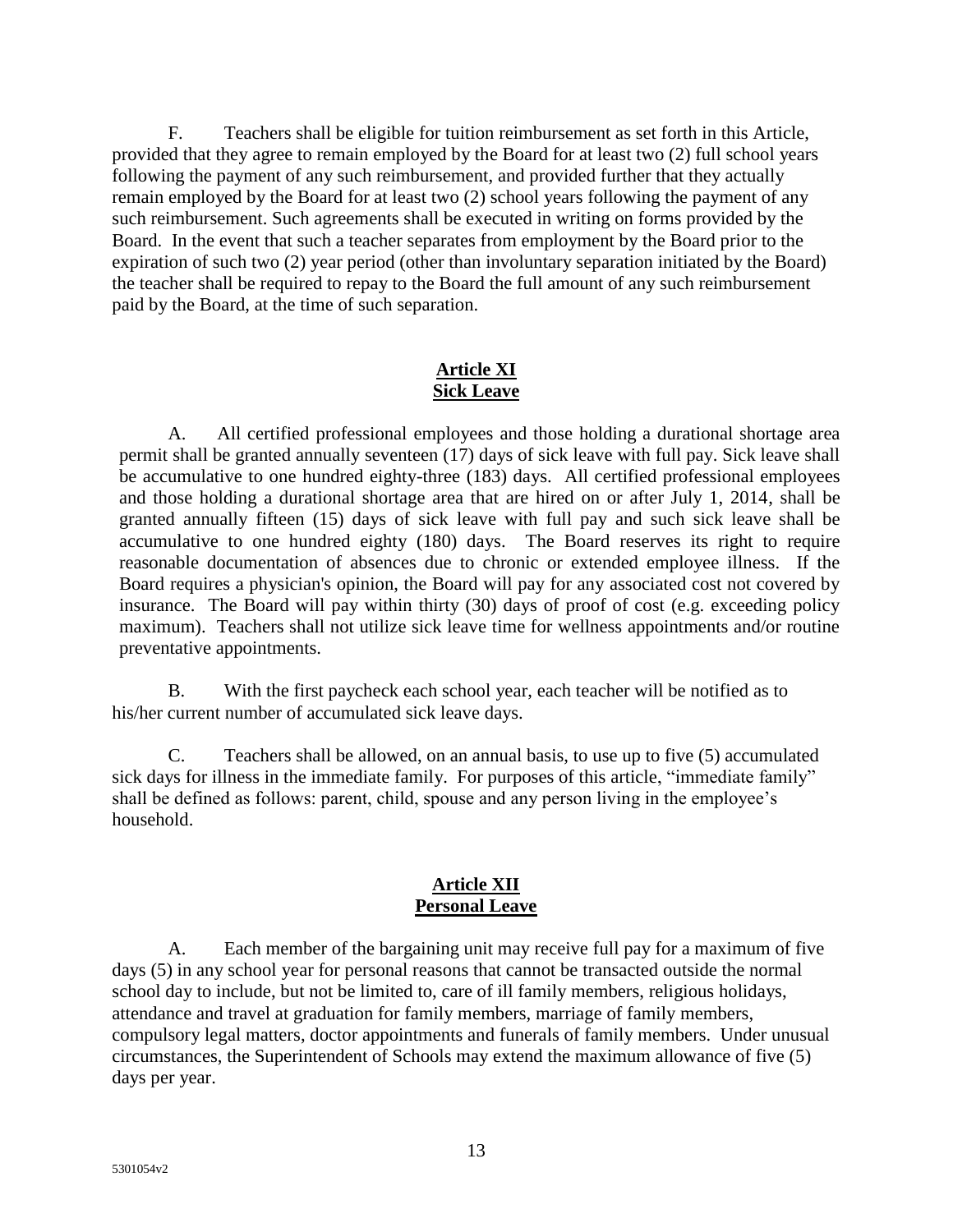F. Teachers shall be eligible for tuition reimbursement as set forth in this Article, provided that they agree to remain employed by the Board for at least two (2) full school years following the payment of any such reimbursement, and provided further that they actually remain employed by the Board for at least two (2) school years following the payment of any such reimbursement. Such agreements shall be executed in writing on forms provided by the Board. In the event that such a teacher separates from employment by the Board prior to the expiration of such two (2) year period (other than involuntary separation initiated by the Board) the teacher shall be required to repay to the Board the full amount of any such reimbursement paid by the Board, at the time of such separation.

## Article XI
## Sick Leave

A. All certified professional employees and those holding a durational shortage area permit shall be granted annually seventeen (17) days of sick leave with full pay. Sick leave shall be accumulative to one hundred eighty-three (183) days. All certified professional employees and those holding a durational shortage area that are hired on or after July 1, 2014, shall be granted annually fifteen (15) days of sick leave with full pay and such sick leave shall be accumulative to one hundred eighty (180) days. The Board reserves its right to require reasonable documentation of absences due to chronic or extended employee illness. If the Board requires a physician's opinion, the Board will pay for any associated cost not covered by insurance. The Board will pay within thirty (30) days of proof of cost (e.g. exceeding policy maximum). Teachers shall not utilize sick leave time for wellness appointments and/or routine preventative appointments.

B. With the first paycheck each school year, each teacher will be notified as to his/her current number of accumulated sick leave days.

C. Teachers shall be allowed, on an annual basis, to use up to five (5) accumulated sick days for illness in the immediate family. For purposes of this article, "immediate family" shall be defined as follows: parent, child, spouse and any person living in the employee's household.

## Article XII
## Personal Leave

A. Each member of the bargaining unit may receive full pay for a maximum of five days (5) in any school year for personal reasons that cannot be transacted outside the normal school day to include, but not be limited to, care of ill family members, religious holidays, attendance and travel at graduation for family members, marriage of family members, compulsory legal matters, doctor appointments and funerals of family members. Under unusual circumstances, the Superintendent of Schools may extend the maximum allowance of five (5) days per year.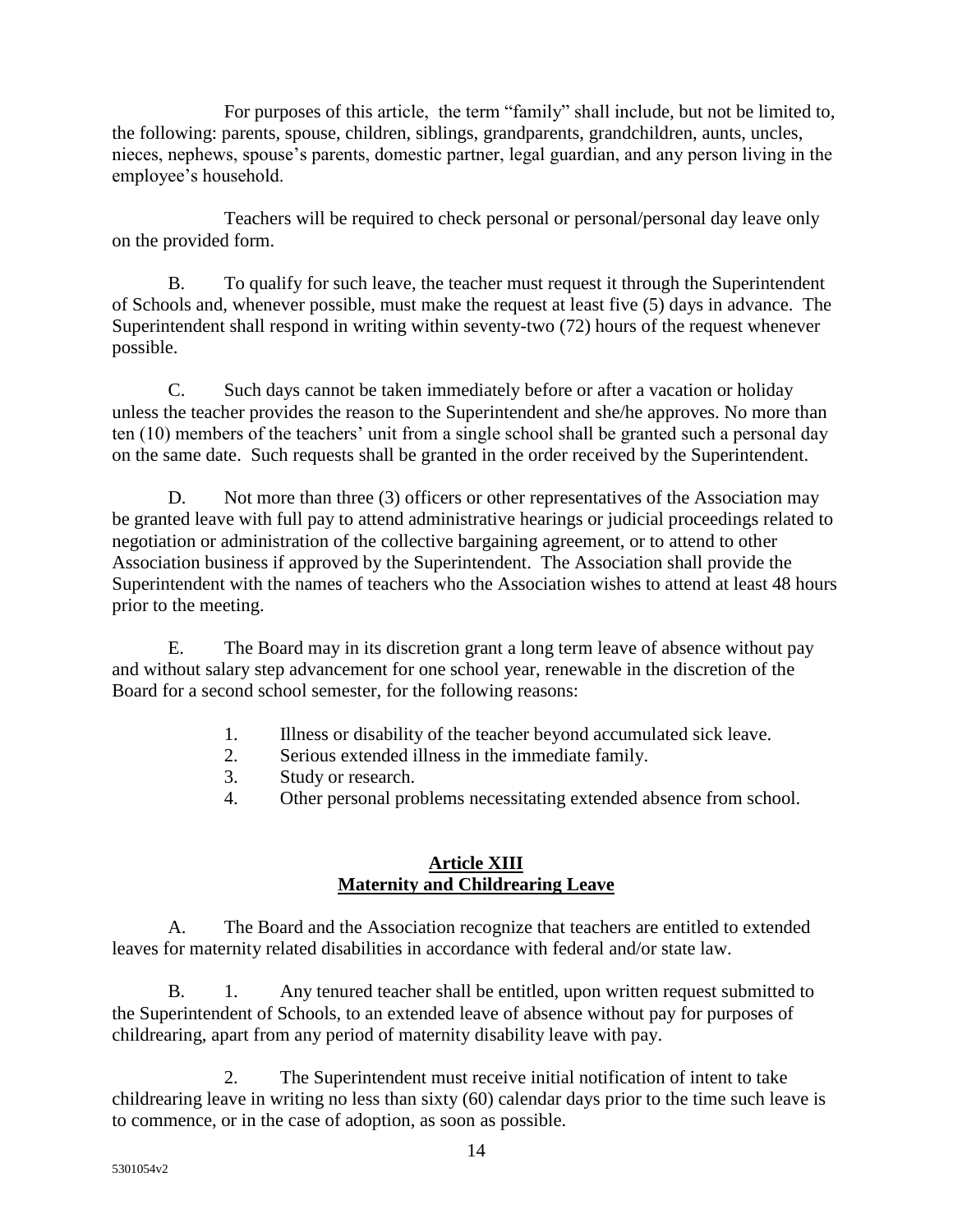For purposes of this article, the term "family" shall include, but not be limited to, the following: parents, spouse, children, siblings, grandparents, grandchildren, aunts, uncles, nieces, nephews, spouse's parents, domestic partner, legal guardian, and any person living in the employee's household.

Teachers will be required to check personal or personal/personal day leave only on the provided form.

B. To qualify for such leave, the teacher must request it through the Superintendent of Schools and, whenever possible, must make the request at least five (5) days in advance. The Superintendent shall respond in writing within seventy-two (72) hours of the request whenever possible.

C. Such days cannot be taken immediately before or after a vacation or holiday unless the teacher provides the reason to the Superintendent and she/he approves. No more than ten (10) members of the teachers' unit from a single school shall be granted such a personal day on the same date. Such requests shall be granted in the order received by the Superintendent.

D. Not more than three (3) officers or other representatives of the Association may be granted leave with full pay to attend administrative hearings or judicial proceedings related to negotiation or administration of the collective bargaining agreement, or to attend to other Association business if approved by the Superintendent. The Association shall provide the Superintendent with the names of teachers who the Association wishes to attend at least 48 hours prior to the meeting.

E. The Board may in its discretion grant a long term leave of absence without pay and without salary step advancement for one school year, renewable in the discretion of the Board for a second school semester, for the following reasons:

1. Illness or disability of the teacher beyond accumulated sick leave.
2. Serious extended illness in the immediate family.
3. Study or research.
4. Other personal problems necessitating extended absence from school.

## Article XIII
## Maternity and Childrearing Leave

A. The Board and the Association recognize that teachers are entitled to extended leaves for maternity related disabilities in accordance with federal and/or state law.

B. 1. Any tenured teacher shall be entitled, upon written request submitted to the Superintendent of Schools, to an extended leave of absence without pay for purposes of childrearing, apart from any period of maternity disability leave with pay.

2. The Superintendent must receive initial notification of intent to take childrearing leave in writing no less than sixty (60) calendar days prior to the time such leave is to commence, or in the case of adoption, as soon as possible.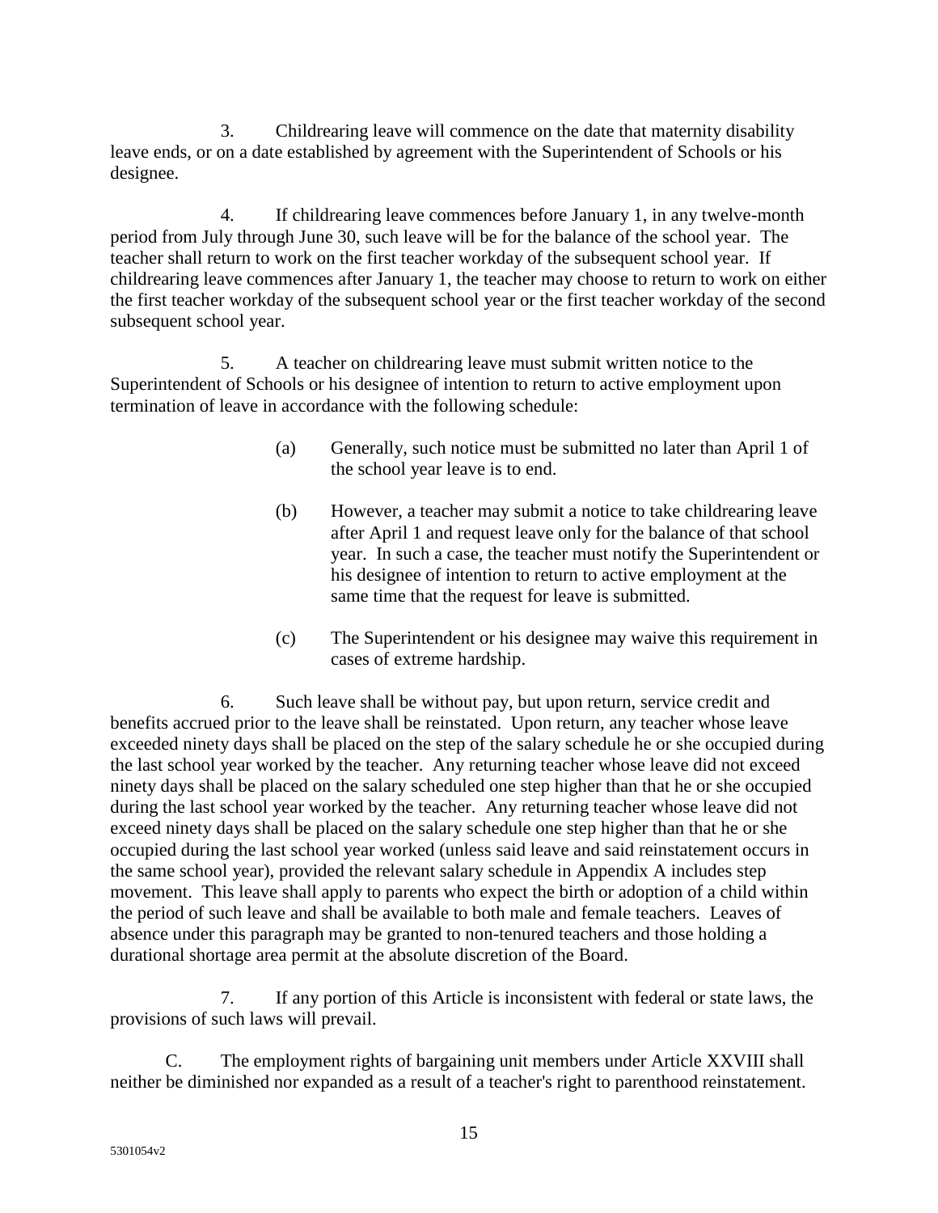3. Childrearing leave will commence on the date that maternity disability leave ends, or on a date established by agreement with the Superintendent of Schools or his designee.

4. If childrearing leave commences before January 1, in any twelve-month period from July through June 30, such leave will be for the balance of the school year. The teacher shall return to work on the first teacher workday of the subsequent school year. If childrearing leave commences after January 1, the teacher may choose to return to work on either the first teacher workday of the subsequent school year or the first teacher workday of the second subsequent school year.

5. A teacher on childrearing leave must submit written notice to the Superintendent of Schools or his designee of intention to return to active employment upon termination of leave in accordance with the following schedule:

(a) Generally, such notice must be submitted no later than April 1 of the school year leave is to end.

(b) However, a teacher may submit a notice to take childrearing leave after April 1 and request leave only for the balance of that school year. In such a case, the teacher must notify the Superintendent or his designee of intention to return to active employment at the same time that the request for leave is submitted.

(c) The Superintendent or his designee may waive this requirement in cases of extreme hardship.

6. Such leave shall be without pay, but upon return, service credit and benefits accrued prior to the leave shall be reinstated. Upon return, any teacher whose leave exceeded ninety days shall be placed on the step of the salary schedule he or she occupied during the last school year worked by the teacher. Any returning teacher whose leave did not exceed ninety days shall be placed on the salary scheduled one step higher than that he or she occupied during the last school year worked by the teacher. Any returning teacher whose leave did not exceed ninety days shall be placed on the salary schedule one step higher than that he or she occupied during the last school year worked (unless said leave and said reinstatement occurs in the same school year), provided the relevant salary schedule in Appendix A includes step movement. This leave shall apply to parents who expect the birth or adoption of a child within the period of such leave and shall be available to both male and female teachers. Leaves of absence under this paragraph may be granted to non-tenured teachers and those holding a durational shortage area permit at the absolute discretion of the Board.

7. If any portion of this Article is inconsistent with federal or state laws, the provisions of such laws will prevail.

C. The employment rights of bargaining unit members under Article XXVIII shall neither be diminished nor expanded as a result of a teacher's right to parenthood reinstatement.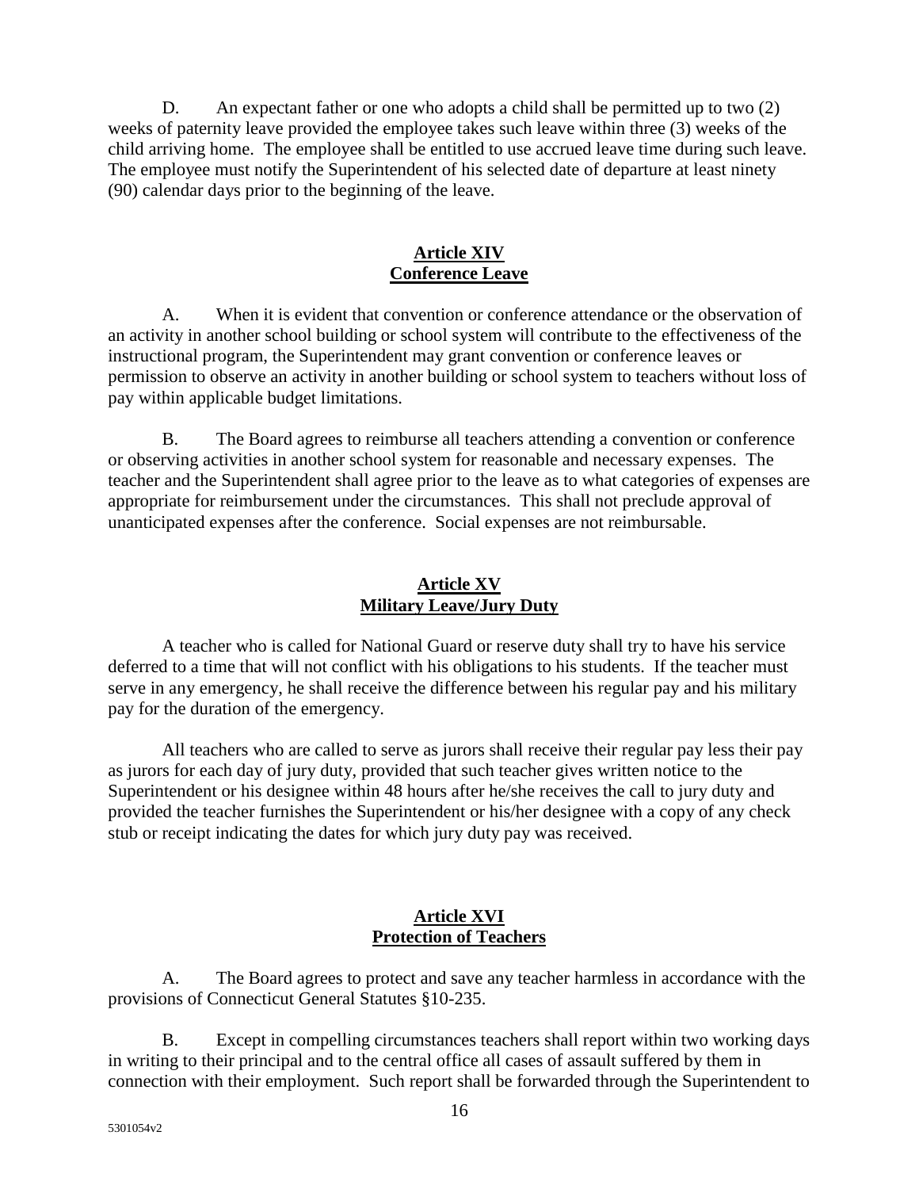D. An expectant father or one who adopts a child shall be permitted up to two (2) weeks of paternity leave provided the employee takes such leave within three (3) weeks of the child arriving home. The employee shall be entitled to use accrued leave time during such leave. The employee must notify the Superintendent of his selected date of departure at least ninety (90) calendar days prior to the beginning of the leave.

## Article XIV
## Conference Leave

A. When it is evident that convention or conference attendance or the observation of an activity in another school building or school system will contribute to the effectiveness of the instructional program, the Superintendent may grant convention or conference leaves or permission to observe an activity in another building or school system to teachers without loss of pay within applicable budget limitations.

B. The Board agrees to reimburse all teachers attending a convention or conference or observing activities in another school system for reasonable and necessary expenses. The teacher and the Superintendent shall agree prior to the leave as to what categories of expenses are appropriate for reimbursement under the circumstances. This shall not preclude approval of unanticipated expenses after the conference. Social expenses are not reimbursable.

## Article XV
## Military Leave/Jury Duty

A teacher who is called for National Guard or reserve duty shall try to have his service deferred to a time that will not conflict with his obligations to his students. If the teacher must serve in any emergency, he shall receive the difference between his regular pay and his military pay for the duration of the emergency.

All teachers who are called to serve as jurors shall receive their regular pay less their pay as jurors for each day of jury duty, provided that such teacher gives written notice to the Superintendent or his designee within 48 hours after he/she receives the call to jury duty and provided the teacher furnishes the Superintendent or his/her designee with a copy of any check stub or receipt indicating the dates for which jury duty pay was received.

## Article XVI
## Protection of Teachers

A. The Board agrees to protect and save any teacher harmless in accordance with the provisions of Connecticut General Statutes §10-235.

B. Except in compelling circumstances teachers shall report within two working days in writing to their principal and to the central office all cases of assault suffered by them in connection with their employment. Such report shall be forwarded through the Superintendent to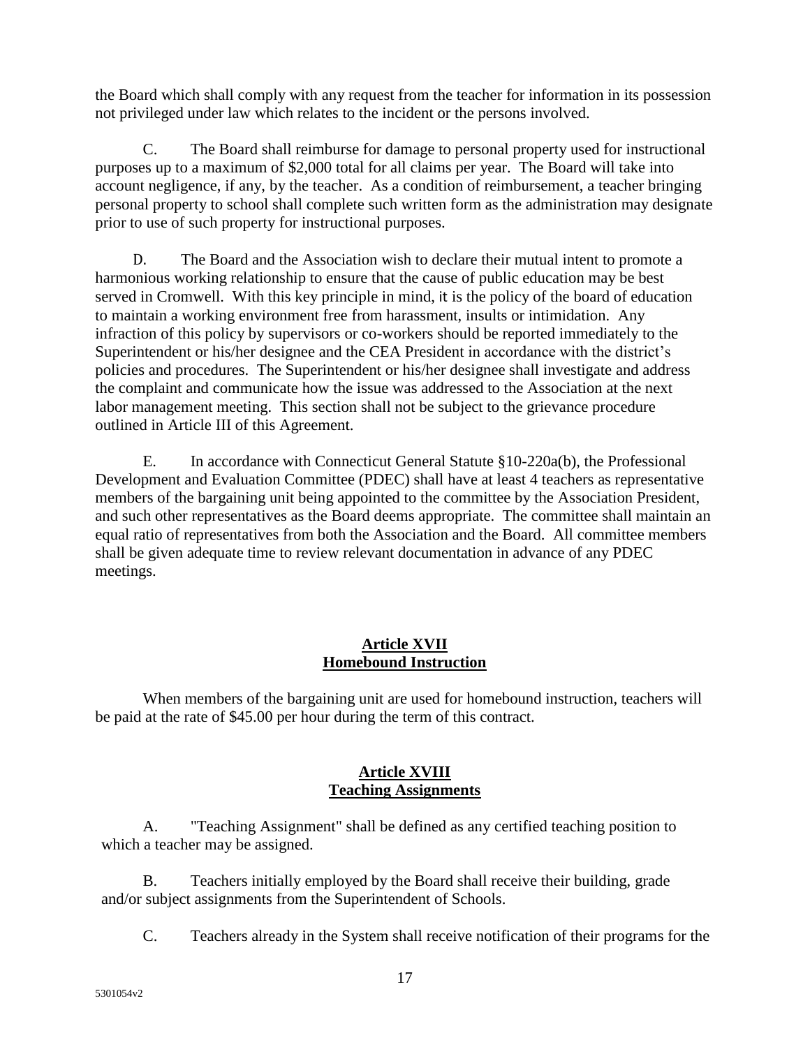the Board which shall comply with any request from the teacher for information in its possession not privileged under law which relates to the incident or the persons involved.

C. The Board shall reimburse for damage to personal property used for instructional purposes up to a maximum of $2,000 total for all claims per year. The Board will take into account negligence, if any, by the teacher. As a condition of reimbursement, a teacher bringing personal property to school shall complete such written form as the administration may designate prior to use of such property for instructional purposes.

D. The Board and the Association wish to declare their mutual intent to promote a harmonious working relationship to ensure that the cause of public education may be best served in Cromwell. With this key principle in mind, it is the policy of the board of education to maintain a working environment free from harassment, insults or intimidation. Any infraction of this policy by supervisors or co-workers should be reported immediately to the Superintendent or his/her designee and the CEA President in accordance with the district's policies and procedures. The Superintendent or his/her designee shall investigate and address the complaint and communicate how the issue was addressed to the Association at the next labor management meeting. This section shall not be subject to the grievance procedure outlined in Article III of this Agreement.

E. In accordance with Connecticut General Statute §10-220a(b), the Professional Development and Evaluation Committee (PDEC) shall have at least 4 teachers as representative members of the bargaining unit being appointed to the committee by the Association President, and such other representatives as the Board deems appropriate. The committee shall maintain an equal ratio of representatives from both the Association and the Board. All committee members shall be given adequate time to review relevant documentation in advance of any PDEC meetings.

## Article XVII
## Homebound Instruction

When members of the bargaining unit are used for homebound instruction, teachers will be paid at the rate of $45.00 per hour during the term of this contract.

## Article XVIII
## Teaching Assignments

A. "Teaching Assignment" shall be defined as any certified teaching position to which a teacher may be assigned.

B. Teachers initially employed by the Board shall receive their building, grade and/or subject assignments from the Superintendent of Schools.

C. Teachers already in the System shall receive notification of their programs for the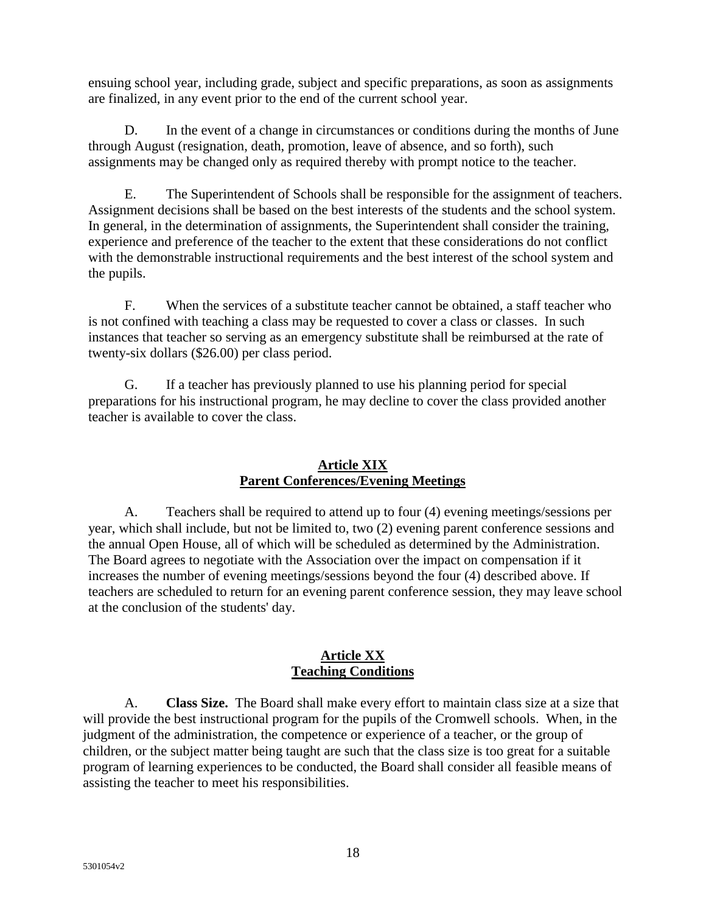ensuing school year, including grade, subject and specific preparations, as soon as assignments are finalized, in any event prior to the end of the current school year.

D. In the event of a change in circumstances or conditions during the months of June through August (resignation, death, promotion, leave of absence, and so forth), such assignments may be changed only as required thereby with prompt notice to the teacher.

E. The Superintendent of Schools shall be responsible for the assignment of teachers. Assignment decisions shall be based on the best interests of the students and the school system. In general, in the determination of assignments, the Superintendent shall consider the training, experience and preference of the teacher to the extent that these considerations do not conflict with the demonstrable instructional requirements and the best interest of the school system and the pupils.

F. When the services of a substitute teacher cannot be obtained, a staff teacher who is not confined with teaching a class may be requested to cover a class or classes. In such instances that teacher so serving as an emergency substitute shall be reimbursed at the rate of twenty-six dollars ($26.00) per class period.

G. If a teacher has previously planned to use his planning period for special preparations for his instructional program, he may decline to cover the class provided another teacher is available to cover the class.

## Article XIX
## Parent Conferences/Evening Meetings

A. Teachers shall be required to attend up to four (4) evening meetings/sessions per year, which shall include, but not be limited to, two (2) evening parent conference sessions and the annual Open House, all of which will be scheduled as determined by the Administration. The Board agrees to negotiate with the Association over the impact on compensation if it increases the number of evening meetings/sessions beyond the four (4) described above. If teachers are scheduled to return for an evening parent conference session, they may leave school at the conclusion of the students' day.

## Article XX
## Teaching Conditions

A. **Class Size.** The Board shall make every effort to maintain class size at a size that will provide the best instructional program for the pupils of the Cromwell schools. When, in the judgment of the administration, the competence or experience of a teacher, or the group of children, or the subject matter being taught are such that the class size is too great for a suitable program of learning experiences to be conducted, the Board shall consider all feasible means of assisting the teacher to meet his responsibilities.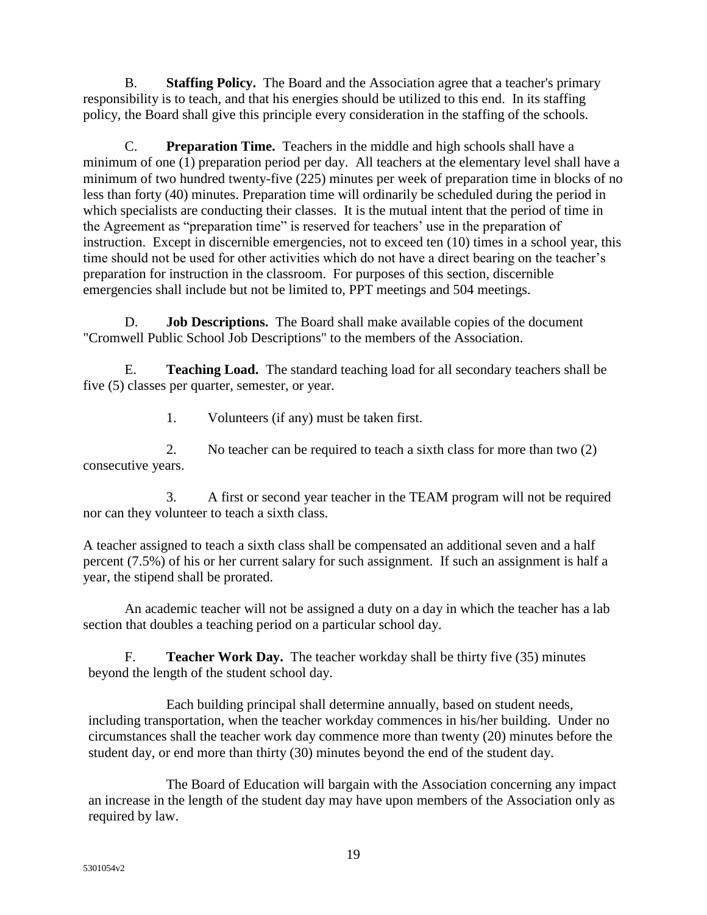B. **Staffing Policy.** The Board and the Association agree that a teacher's primary responsibility is to teach, and that his energies should be utilized to this end. In its staffing policy, the Board shall give this principle every consideration in the staffing of the schools.

C. **Preparation Time.** Teachers in the middle and high schools shall have a minimum of one (1) preparation period per day. All teachers at the elementary level shall have a minimum of two hundred twenty-five (225) minutes per week of preparation time in blocks of no less than forty (40) minutes. Preparation time will ordinarily be scheduled during the period in which specialists are conducting their classes. It is the mutual intent that the period of time in the Agreement as "preparation time" is reserved for teachers' use in the preparation of instruction. Except in discernible emergencies, not to exceed ten (10) times in a school year, this time should not be used for other activities which do not have a direct bearing on the teacher's preparation for instruction in the classroom. For purposes of this section, discernible emergencies shall include but not be limited to, PPT meetings and 504 meetings.

D. **Job Descriptions.** The Board shall make available copies of the document "Cromwell Public School Job Descriptions" to the members of the Association.

E. **Teaching Load.** The standard teaching load for all secondary teachers shall be five (5) classes per quarter, semester, or year.

1. Volunteers (if any) must be taken first.

2. No teacher can be required to teach a sixth class for more than two (2) consecutive years.

3. A first or second year teacher in the TEAM program will not be required nor can they volunteer to teach a sixth class.

A teacher assigned to teach a sixth class shall be compensated an additional seven and a half percent (7.5%) of his or her current salary for such assignment. If such an assignment is half a year, the stipend shall be prorated.

An academic teacher will not be assigned a duty on a day in which the teacher has a lab section that doubles a teaching period on a particular school day.

F. **Teacher Work Day.** The teacher workday shall be thirty five (35) minutes beyond the length of the student school day.

Each building principal shall determine annually, based on student needs, including transportation, when the teacher workday commences in his/her building. Under no circumstances shall the teacher work day commence more than twenty (20) minutes before the student day, or end more than thirty (30) minutes beyond the end of the student day.

The Board of Education will bargain with the Association concerning any impact an increase in the length of the student day may have upon members of the Association only as required by law.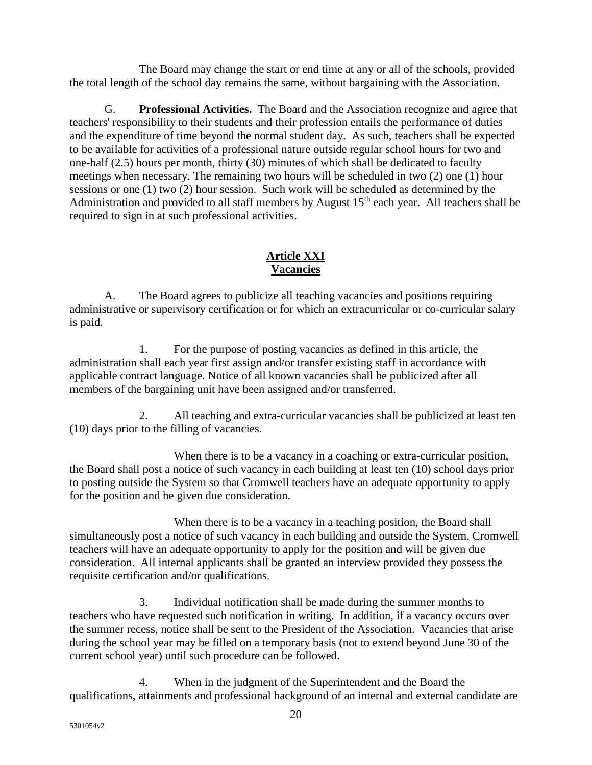The Board may change the start or end time at any or all of the schools, provided the total length of the school day remains the same, without bargaining with the Association.

G. **Professional Activities.** The Board and the Association recognize and agree that teachers' responsibility to their students and their profession entails the performance of duties and the expenditure of time beyond the normal student day. As such, teachers shall be expected to be available for activities of a professional nature outside regular school hours for two and one-half (2.5) hours per month, thirty (30) minutes of which shall be dedicated to faculty meetings when necessary. The remaining two hours will be scheduled in two (2) one (1) hour sessions or one (1) two (2) hour session. Such work will be scheduled as determined by the Administration and provided to all staff members by August 15th each year. All teachers shall be required to sign in at such professional activities.

## Article XXI
## Vacancies

A. The Board agrees to publicize all teaching vacancies and positions requiring administrative or supervisory certification or for which an extracurricular or co-curricular salary is paid.

1. For the purpose of posting vacancies as defined in this article, the administration shall each year first assign and/or transfer existing staff in accordance with applicable contract language. Notice of all known vacancies shall be publicized after all members of the bargaining unit have been assigned and/or transferred.

2. All teaching and extra-curricular vacancies shall be publicized at least ten (10) days prior to the filling of vacancies.

When there is to be a vacancy in a coaching or extra-curricular position, the Board shall post a notice of such vacancy in each building at least ten (10) school days prior to posting outside the System so that Cromwell teachers have an adequate opportunity to apply for the position and be given due consideration.

When there is to be a vacancy in a teaching position, the Board shall simultaneously post a notice of such vacancy in each building and outside the System. Cromwell teachers will have an adequate opportunity to apply for the position and will be given due consideration. All internal applicants shall be granted an interview provided they possess the requisite certification and/or qualifications.

3. Individual notification shall be made during the summer months to teachers who have requested such notification in writing. In addition, if a vacancy occurs over the summer recess, notice shall be sent to the President of the Association. Vacancies that arise during the school year may be filled on a temporary basis (not to extend beyond June 30 of the current school year) until such procedure can be followed.

4. When in the judgment of the Superintendent and the Board the qualifications, attainments and professional background of an internal and external candidate are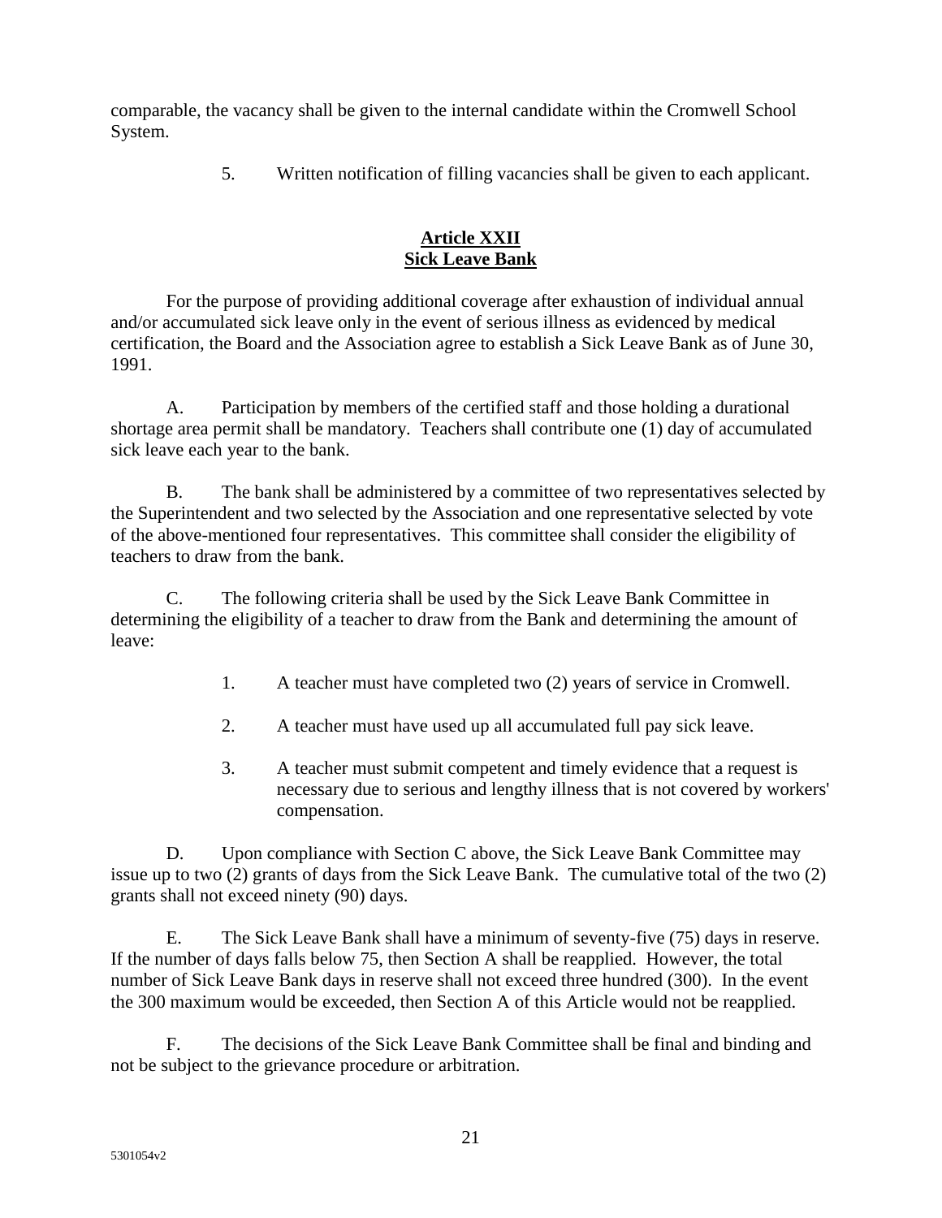comparable, the vacancy shall be given to the internal candidate within the Cromwell School System.

5. Written notification of filling vacancies shall be given to each applicant.

## Article XXII
## Sick Leave Bank

For the purpose of providing additional coverage after exhaustion of individual annual and/or accumulated sick leave only in the event of serious illness as evidenced by medical certification, the Board and the Association agree to establish a Sick Leave Bank as of June 30, 1991.

A. Participation by members of the certified staff and those holding a durational shortage area permit shall be mandatory. Teachers shall contribute one (1) day of accumulated sick leave each year to the bank.

B. The bank shall be administered by a committee of two representatives selected by the Superintendent and two selected by the Association and one representative selected by vote of the above-mentioned four representatives. This committee shall consider the eligibility of teachers to draw from the bank.

C. The following criteria shall be used by the Sick Leave Bank Committee in determining the eligibility of a teacher to draw from the Bank and determining the amount of leave:

1. A teacher must have completed two (2) years of service in Cromwell.
2. A teacher must have used up all accumulated full pay sick leave.
3. A teacher must submit competent and timely evidence that a request is necessary due to serious and lengthy illness that is not covered by workers' compensation.

D. Upon compliance with Section C above, the Sick Leave Bank Committee may issue up to two (2) grants of days from the Sick Leave Bank. The cumulative total of the two (2) grants shall not exceed ninety (90) days.

E. The Sick Leave Bank shall have a minimum of seventy-five (75) days in reserve. If the number of days falls below 75, then Section A shall be reapplied. However, the total number of Sick Leave Bank days in reserve shall not exceed three hundred (300). In the event the 300 maximum would be exceeded, then Section A of this Article would not be reapplied.

F. The decisions of the Sick Leave Bank Committee shall be final and binding and not be subject to the grievance procedure or arbitration.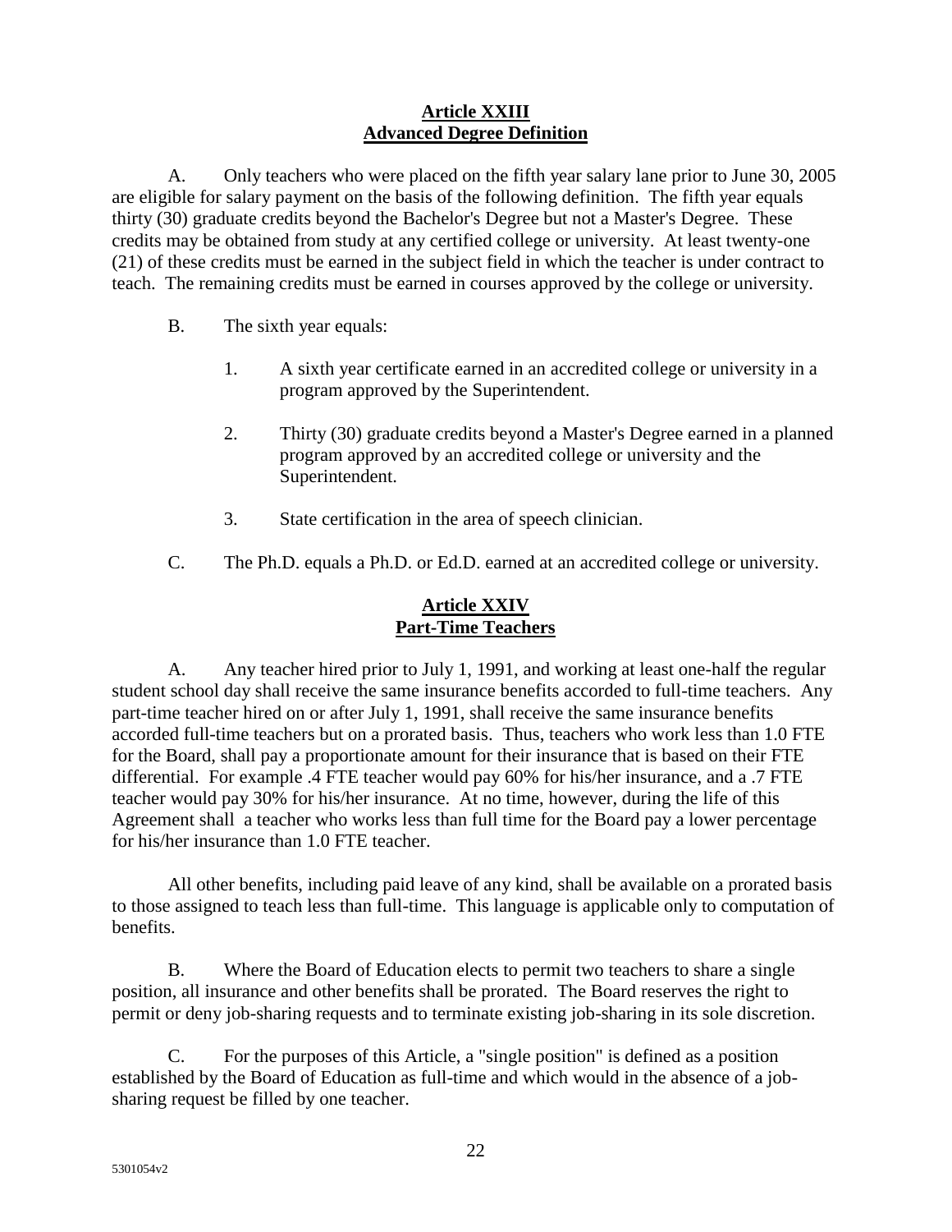## Article XXIII
## Advanced Degree Definition

A. Only teachers who were placed on the fifth year salary lane prior to June 30, 2005 are eligible for salary payment on the basis of the following definition. The fifth year equals thirty (30) graduate credits beyond the Bachelor's Degree but not a Master's Degree. These credits may be obtained from study at any certified college or university. At least twenty-one (21) of these credits must be earned in the subject field in which the teacher is under contract to teach. The remaining credits must be earned in courses approved by the college or university.

B. The sixth year equals:

1. A sixth year certificate earned in an accredited college or university in a program approved by the Superintendent.

2. Thirty (30) graduate credits beyond a Master's Degree earned in a planned program approved by an accredited college or university and the Superintendent.

3. State certification in the area of speech clinician.

C. The Ph.D. equals a Ph.D. or Ed.D. earned at an accredited college or university.

## Article XXIV
## Part-Time Teachers

A. Any teacher hired prior to July 1, 1991, and working at least one-half the regular student school day shall receive the same insurance benefits accorded to full-time teachers. Any part-time teacher hired on or after July 1, 1991, shall receive the same insurance benefits accorded full-time teachers but on a prorated basis. Thus, teachers who work less than 1.0 FTE for the Board, shall pay a proportionate amount for their insurance that is based on their FTE differential. For example .4 FTE teacher would pay 60% for his/her insurance, and a .7 FTE teacher would pay 30% for his/her insurance. At no time, however, during the life of this Agreement shall a teacher who works less than full time for the Board pay a lower percentage for his/her insurance than 1.0 FTE teacher.

All other benefits, including paid leave of any kind, shall be available on a prorated basis to those assigned to teach less than full-time. This language is applicable only to computation of benefits.

B. Where the Board of Education elects to permit two teachers to share a single position, all insurance and other benefits shall be prorated. The Board reserves the right to permit or deny job-sharing requests and to terminate existing job-sharing in its sole discretion.

C. For the purposes of this Article, a "single position" is defined as a position established by the Board of Education as full-time and which would in the absence of a job-sharing request be filled by one teacher.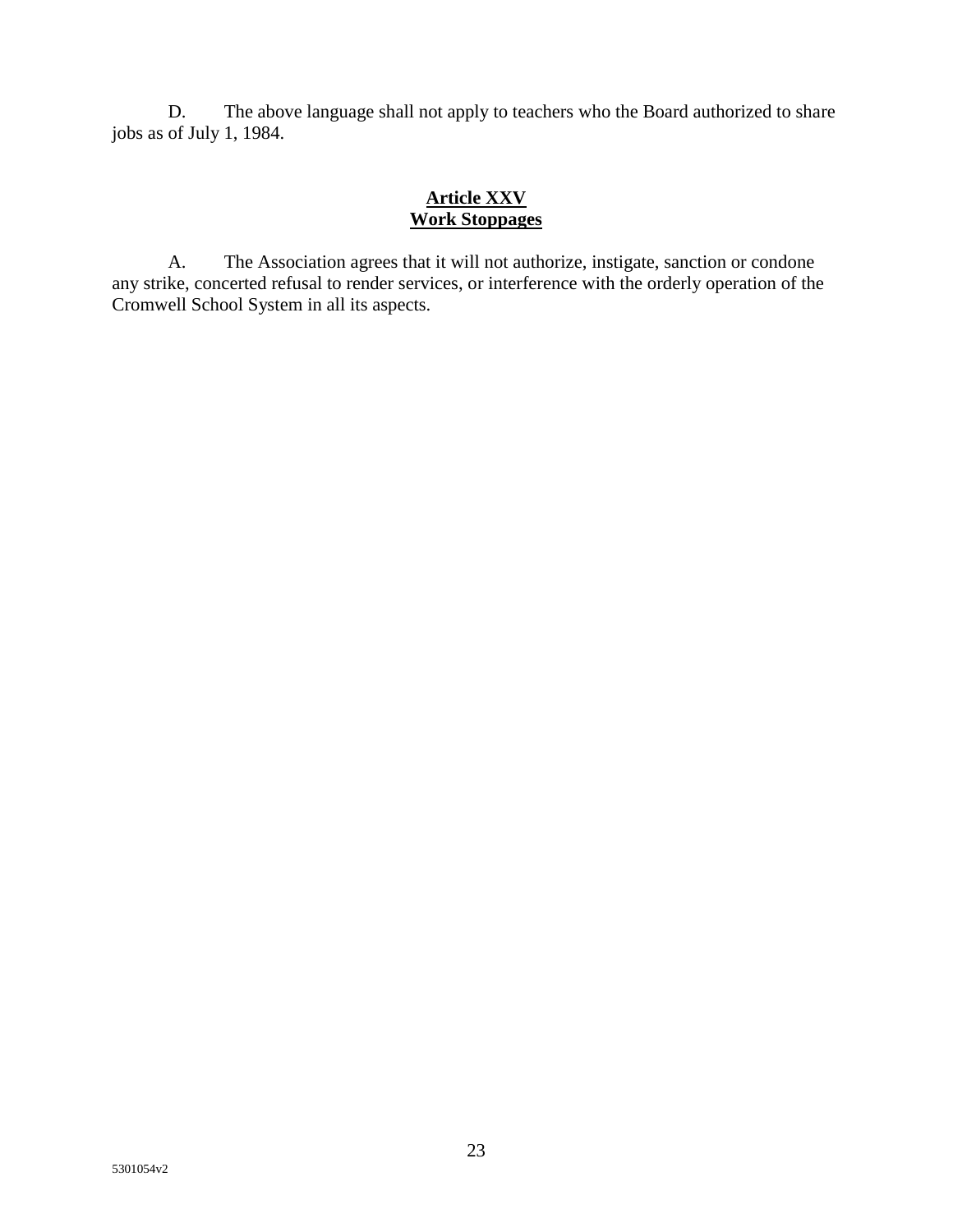D. The above language shall not apply to teachers who the Board authorized to share jobs as of July 1, 1984.

## Article XXV
## Work Stoppages

A. The Association agrees that it will not authorize, instigate, sanction or condone any strike, concerted refusal to render services, or interference with the orderly operation of the Cromwell School System in all its aspects.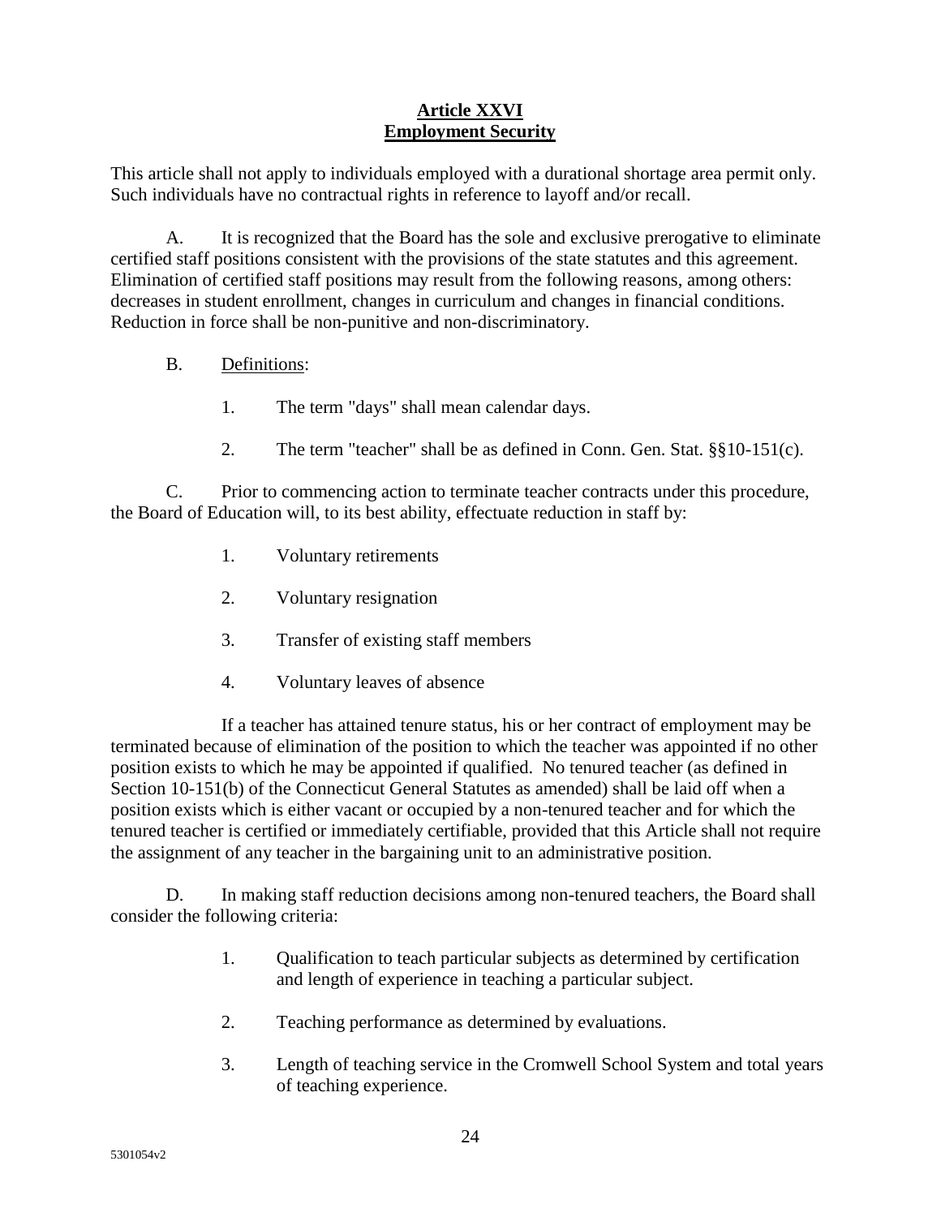## Article XXVI
## Employment Security

This article shall not apply to individuals employed with a durational shortage area permit only. Such individuals have no contractual rights in reference to layoff and/or recall.

A. It is recognized that the Board has the sole and exclusive prerogative to eliminate certified staff positions consistent with the provisions of the state statutes and this agreement. Elimination of certified staff positions may result from the following reasons, among others: decreases in student enrollment, changes in curriculum and changes in financial conditions. Reduction in force shall be non-punitive and non-discriminatory.

B. Definitions:

1. The term "days" shall mean calendar days.
2. The term "teacher" shall be as defined in Conn. Gen. Stat. §§10-151(c).

C. Prior to commencing action to terminate teacher contracts under this procedure, the Board of Education will, to its best ability, effectuate reduction in staff by:

1. Voluntary retirements
2. Voluntary resignation
3. Transfer of existing staff members
4. Voluntary leaves of absence

If a teacher has attained tenure status, his or her contract of employment may be terminated because of elimination of the position to which the teacher was appointed if no other position exists to which he may be appointed if qualified. No tenured teacher (as defined in Section 10-151(b) of the Connecticut General Statutes as amended) shall be laid off when a position exists which is either vacant or occupied by a non-tenured teacher and for which the tenured teacher is certified or immediately certifiable, provided that this Article shall not require the assignment of any teacher in the bargaining unit to an administrative position.

D. In making staff reduction decisions among non-tenured teachers, the Board shall consider the following criteria:

1. Qualification to teach particular subjects as determined by certification and length of experience in teaching a particular subject.
2. Teaching performance as determined by evaluations.
3. Length of teaching service in the Cromwell School System and total years of teaching experience.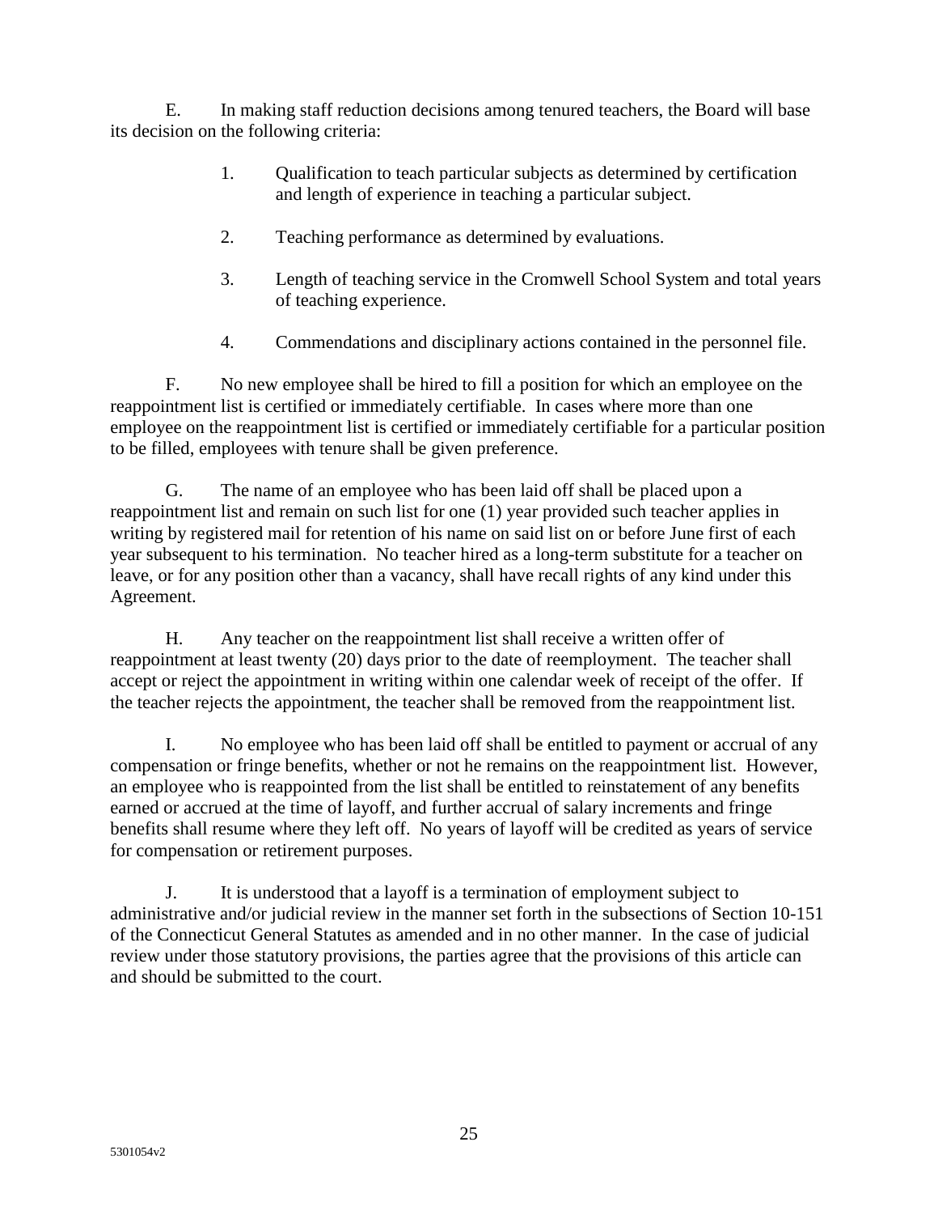E. In making staff reduction decisions among tenured teachers, the Board will base its decision on the following criteria:

1. Qualification to teach particular subjects as determined by certification and length of experience in teaching a particular subject.

2. Teaching performance as determined by evaluations.

3. Length of teaching service in the Cromwell School System and total years of teaching experience.

4. Commendations and disciplinary actions contained in the personnel file.

F. No new employee shall be hired to fill a position for which an employee on the reappointment list is certified or immediately certifiable. In cases where more than one employee on the reappointment list is certified or immediately certifiable for a particular position to be filled, employees with tenure shall be given preference.

G. The name of an employee who has been laid off shall be placed upon a reappointment list and remain on such list for one (1) year provided such teacher applies in writing by registered mail for retention of his name on said list on or before June first of each year subsequent to his termination. No teacher hired as a long-term substitute for a teacher on leave, or for any position other than a vacancy, shall have recall rights of any kind under this Agreement.

H. Any teacher on the reappointment list shall receive a written offer of reappointment at least twenty (20) days prior to the date of reemployment. The teacher shall accept or reject the appointment in writing within one calendar week of receipt of the offer. If the teacher rejects the appointment, the teacher shall be removed from the reappointment list.

I. No employee who has been laid off shall be entitled to payment or accrual of any compensation or fringe benefits, whether or not he remains on the reappointment list. However, an employee who is reappointed from the list shall be entitled to reinstatement of any benefits earned or accrued at the time of layoff, and further accrual of salary increments and fringe benefits shall resume where they left off. No years of layoff will be credited as years of service for compensation or retirement purposes.

J. It is understood that a layoff is a termination of employment subject to administrative and/or judicial review in the manner set forth in the subsections of Section 10-151 of the Connecticut General Statutes as amended and in no other manner. In the case of judicial review under those statutory provisions, the parties agree that the provisions of this article can and should be submitted to the court.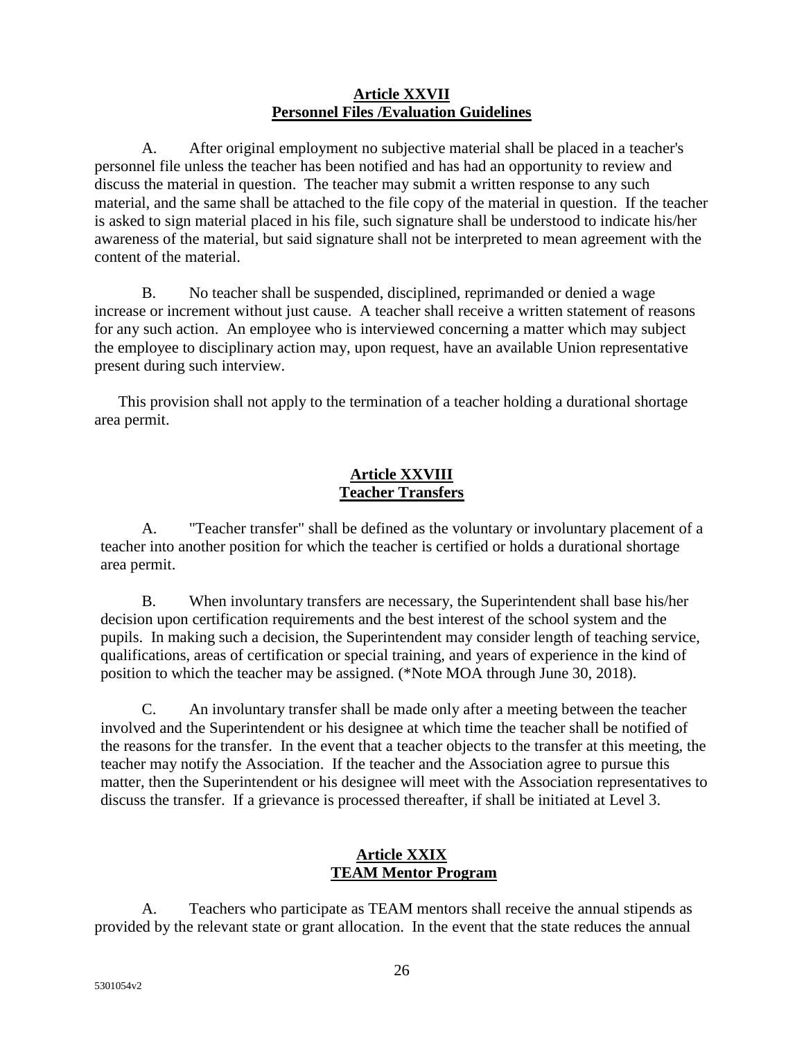## Article XXVII
## Personnel Files /Evaluation Guidelines

A. After original employment no subjective material shall be placed in a teacher's personnel file unless the teacher has been notified and has had an opportunity to review and discuss the material in question. The teacher may submit a written response to any such material, and the same shall be attached to the file copy of the material in question. If the teacher is asked to sign material placed in his file, such signature shall be understood to indicate his/her awareness of the material, but said signature shall not be interpreted to mean agreement with the content of the material.

B. No teacher shall be suspended, disciplined, reprimanded or denied a wage increase or increment without just cause. A teacher shall receive a written statement of reasons for any such action. An employee who is interviewed concerning a matter which may subject the employee to disciplinary action may, upon request, have an available Union representative present during such interview.

This provision shall not apply to the termination of a teacher holding a durational shortage area permit.

## Article XXVIII
## Teacher Transfers

A. "Teacher transfer" shall be defined as the voluntary or involuntary placement of a teacher into another position for which the teacher is certified or holds a durational shortage area permit.

B. When involuntary transfers are necessary, the Superintendent shall base his/her decision upon certification requirements and the best interest of the school system and the pupils. In making such a decision, the Superintendent may consider length of teaching service, qualifications, areas of certification or special training, and years of experience in the kind of position to which the teacher may be assigned. (*Note MOA through June 30, 2018).

C. An involuntary transfer shall be made only after a meeting between the teacher involved and the Superintendent or his designee at which time the teacher shall be notified of the reasons for the transfer. In the event that a teacher objects to the transfer at this meeting, the teacher may notify the Association. If the teacher and the Association agree to pursue this matter, then the Superintendent or his designee will meet with the Association representatives to discuss the transfer. If a grievance is processed thereafter, if shall be initiated at Level 3.

## Article XXIX
## TEAM Mentor Program

A. Teachers who participate as TEAM mentors shall receive the annual stipends as provided by the relevant state or grant allocation. In the event that the state reduces the annual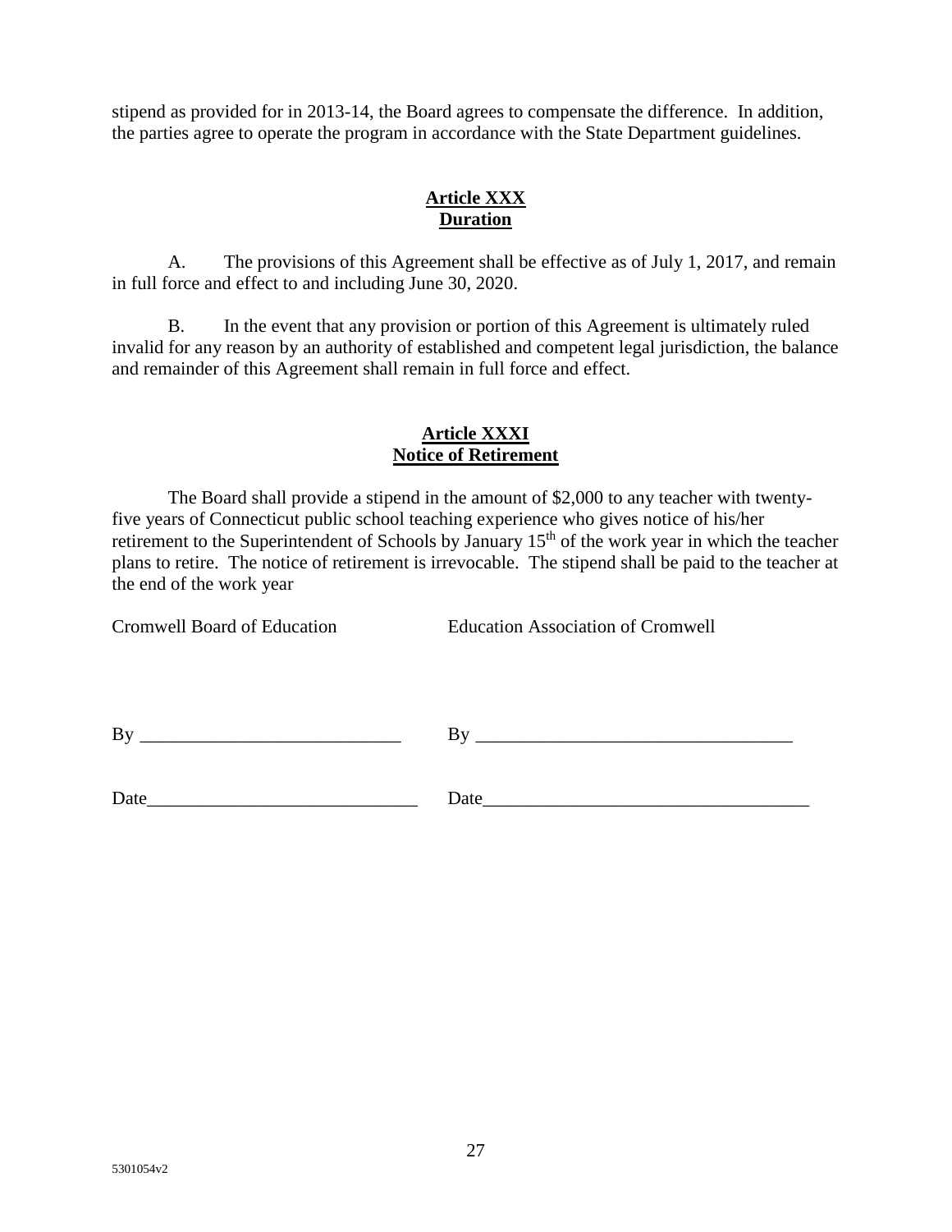stipend as provided for in 2013-14, the Board agrees to compensate the difference. In addition, the parties agree to operate the program in accordance with the State Department guidelines.

## Article XXX
## Duration

A. The provisions of this Agreement shall be effective as of July 1, 2017, and remain in full force and effect to and including June 30, 2020.

B. In the event that any provision or portion of this Agreement is ultimately ruled invalid for any reason by an authority of established and competent legal jurisdiction, the balance and remainder of this Agreement shall remain in full force and effect.

## Article XXXI
## Notice of Retirement

The Board shall provide a stipend in the amount of $2,000 to any teacher with twenty-five years of Connecticut public school teaching experience who gives notice of his/her retirement to the Superintendent of Schools by January 15th of the work year in which the teacher plans to retire. The notice of retirement is irrevocable. The stipend shall be paid to the teacher at the end of the work year

Cromwell Board of Education

By ____________________________

Date____________________________

Education Association of Cromwell

By ____________________________

Date____________________________

5301054v2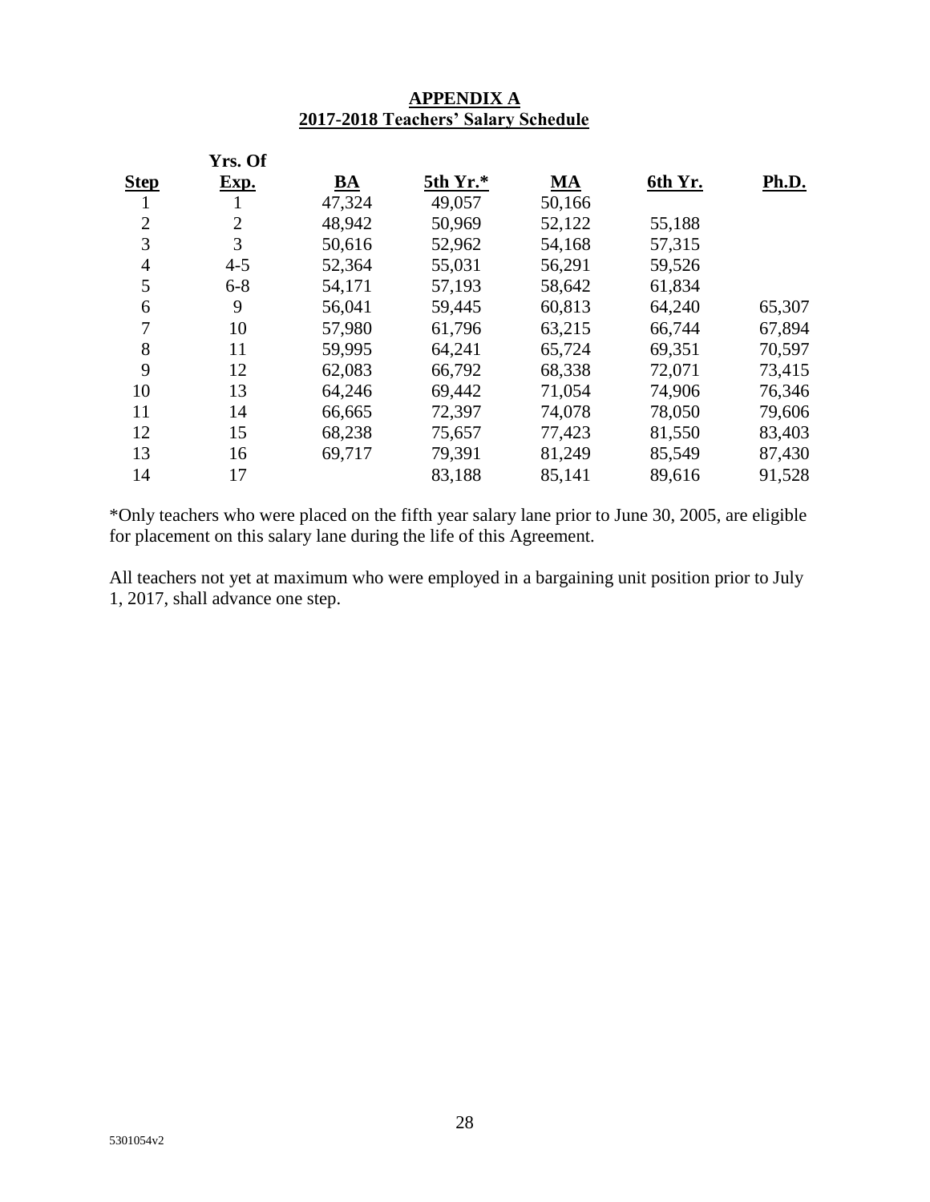## APPENDIX A
## 2017-2018 Teachers' Salary Schedule

| Step | Yrs. Of Exp. | BA | 5th Yr.* | MA | 6th Yr. | Ph.D. |
|---|---|---|---|---|---|---|
| 1 | 1 | 47,324 | 49,057 | 50,166 | | |
| 2 | 2 | 48,942 | 50,969 | 52,122 | 55,188 | |
| 3 | 3 | 50,616 | 52,962 | 54,168 | 57,315 | |
| 4 | 4-5 | 52,364 | 55,031 | 56,291 | 59,526 | |
| 5 | 6-8 | 54,171 | 57,193 | 58,642 | 61,834 | |
| 6 | 9 | 56,041 | 59,445 | 60,813 | 64,240 | 65,307 |
| 7 | 10 | 57,980 | 61,796 | 63,215 | 66,744 | 67,894 |
| 8 | 11 | 59,995 | 64,241 | 65,724 | 69,351 | 70,597 |
| 9 | 12 | 62,083 | 66,792 | 68,338 | 72,071 | 73,415 |
| 10 | 13 | 64,246 | 69,442 | 71,054 | 74,906 | 76,346 |
| 11 | 14 | 66,665 | 72,397 | 74,078 | 78,050 | 79,606 |
| 12 | 15 | 68,238 | 75,657 | 77,423 | 81,550 | 83,403 |
| 13 | 16 | 69,717 | 79,391 | 81,249 | 85,549 | 87,430 |
| 14 | 17 | | 83,188 | 85,141 | 89,616 | 91,528 |

*Only teachers who were placed on the fifth year salary lane prior to June 30, 2005, are eligible for placement on this salary lane during the life of this Agreement.

All teachers not yet at maximum who were employed in a bargaining unit position prior to July 1, 2017, shall advance one step.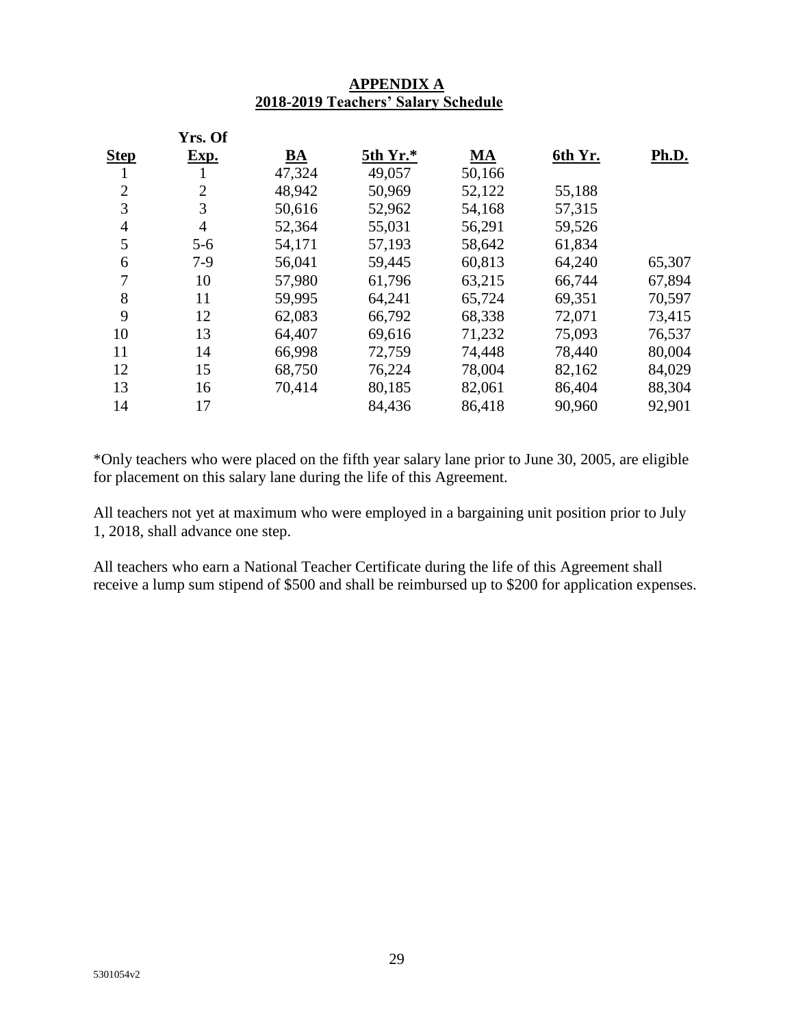## APPENDIX A
## 2018-2019 Teachers' Salary Schedule

| Step | Yrs. Of Exp. | BA | 5th Yr.* | MA | 6th Yr. | Ph.D. |
|---|---|---|---|---|---|---|
| 1 | 1 | 47,324 | 49,057 | 50,166 | | |
| 2 | 2 | 48,942 | 50,969 | 52,122 | 55,188 | |
| 3 | 3 | 50,616 | 52,962 | 54,168 | 57,315 | |
| 4 | 4 | 52,364 | 55,031 | 56,291 | 59,526 | |
| 5 | 5-6 | 54,171 | 57,193 | 58,642 | 61,834 | |
| 6 | 7-9 | 56,041 | 59,445 | 60,813 | 64,240 | 65,307 |
| 7 | 10 | 57,980 | 61,796 | 63,215 | 66,744 | 67,894 |
| 8 | 11 | 59,995 | 64,241 | 65,724 | 69,351 | 70,597 |
| 9 | 12 | 62,083 | 66,792 | 68,338 | 72,071 | 73,415 |
| 10 | 13 | 64,407 | 69,616 | 71,232 | 75,093 | 76,537 |
| 11 | 14 | 66,998 | 72,759 | 74,448 | 78,440 | 80,004 |
| 12 | 15 | 68,750 | 76,224 | 78,004 | 82,162 | 84,029 |
| 13 | 16 | 70,414 | 80,185 | 82,061 | 86,404 | 88,304 |
| 14 | 17 | | 84,436 | 86,418 | 90,960 | 92,901 |

*Only teachers who were placed on the fifth year salary lane prior to June 30, 2005, are eligible for placement on this salary lane during the life of this Agreement.

All teachers not yet at maximum who were employed in a bargaining unit position prior to July 1, 2018, shall advance one step.

All teachers who earn a National Teacher Certificate during the life of this Agreement shall receive a lump sum stipend of $500 and shall be reimbursed up to $200 for application expenses.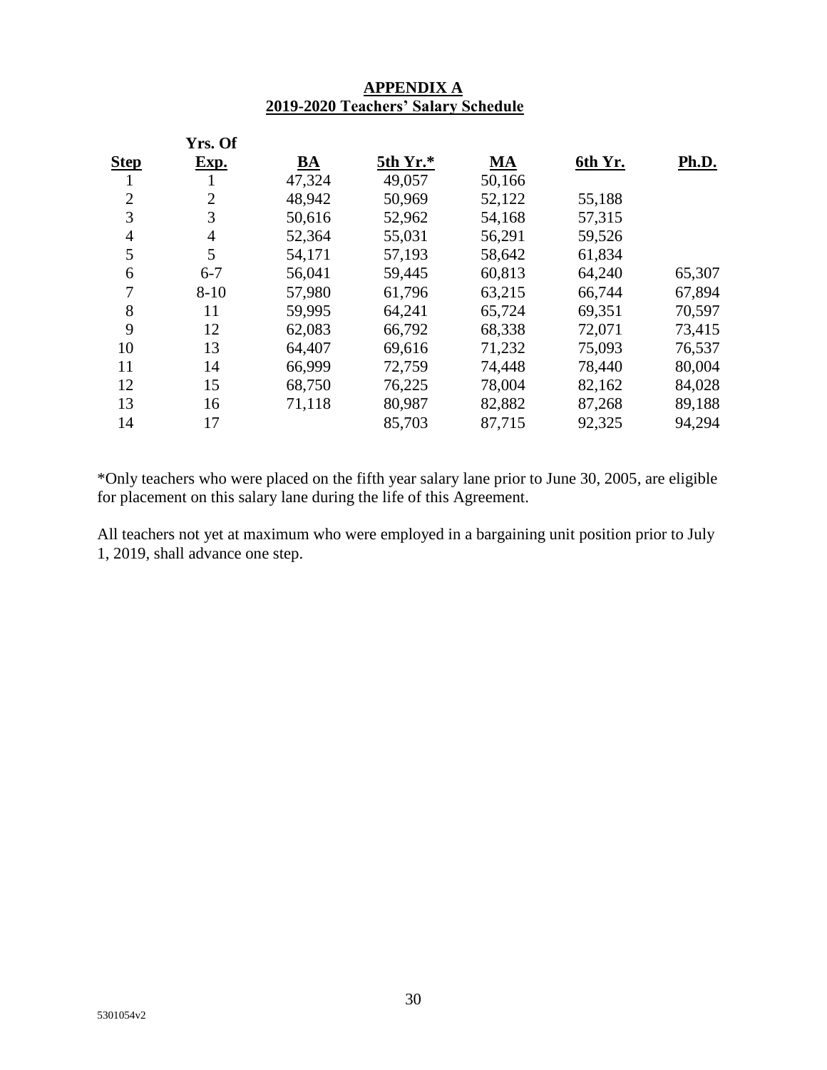## APPENDIX A
## 2019-2020 Teachers' Salary Schedule

| Step | Yrs. Of Exp. | BA | 5th Yr.* | MA | 6th Yr. | Ph.D. |
|---|---|---|---|---|---|---|
| 1 | 1 | 47,324 | 49,057 | 50,166 | | |
| 2 | 2 | 48,942 | 50,969 | 52,122 | 55,188 | |
| 3 | 3 | 50,616 | 52,962 | 54,168 | 57,315 | |
| 4 | 4 | 52,364 | 55,031 | 56,291 | 59,526 | |
| 5 | 5 | 54,171 | 57,193 | 58,642 | 61,834 | |
| 6 | 6-7 | 56,041 | 59,445 | 60,813 | 64,240 | 65,307 |
| 7 | 8-10 | 57,980 | 61,796 | 63,215 | 66,744 | 67,894 |
| 8 | 11 | 59,995 | 64,241 | 65,724 | 69,351 | 70,597 |
| 9 | 12 | 62,083 | 66,792 | 68,338 | 72,071 | 73,415 |
| 10 | 13 | 64,407 | 69,616 | 71,232 | 75,093 | 76,537 |
| 11 | 14 | 66,999 | 72,759 | 74,448 | 78,440 | 80,004 |
| 12 | 15 | 68,750 | 76,225 | 78,004 | 82,162 | 84,028 |
| 13 | 16 | 71,118 | 80,987 | 82,882 | 87,268 | 89,188 |
| 14 | 17 | | 85,703 | 87,715 | 92,325 | 94,294 |

*Only teachers who were placed on the fifth year salary lane prior to June 30, 2005, are eligible for placement on this salary lane during the life of this Agreement.

All teachers not yet at maximum who were employed in a bargaining unit position prior to July 1, 2019, shall advance one step.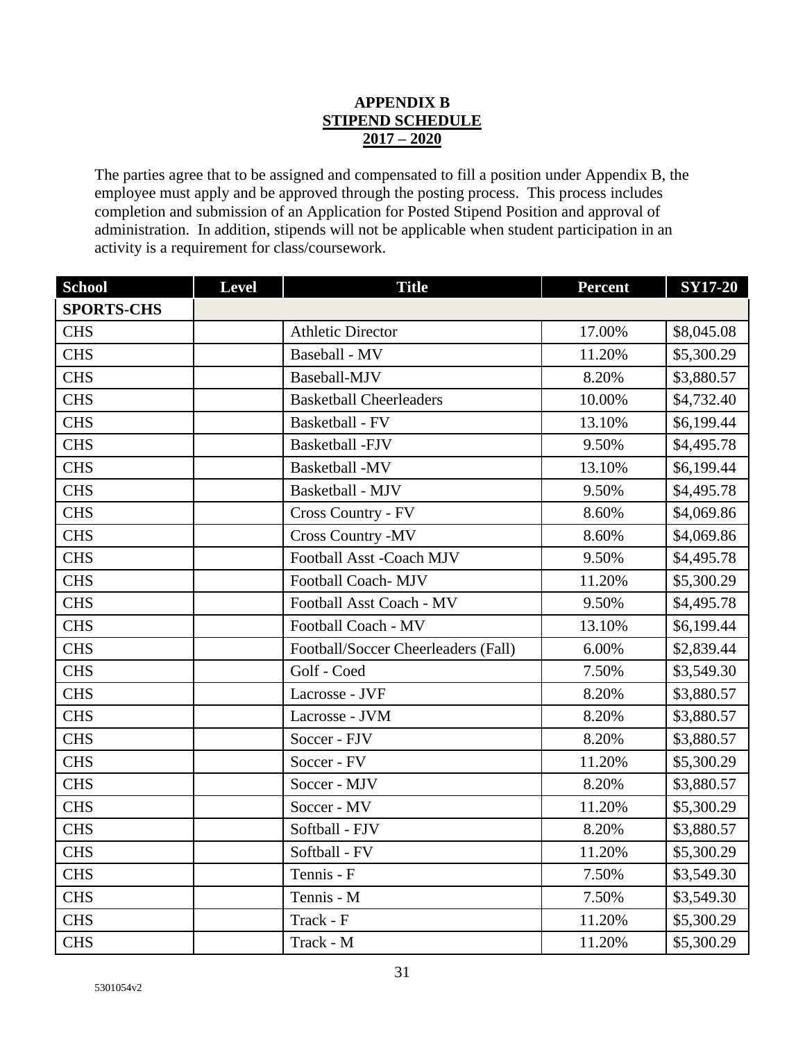**APPENDIX B**
**STIPEND SCHEDULE**
**2017 – 2020**

The parties agree that to be assigned and compensated to fill a position under Appendix B, the employee must apply and be approved through the posting process. This process includes completion and submission of an Application for Posted Stipend Position and approval of administration. In addition, stipends will not be applicable when student participation in an activity is a requirement for class/coursework.

| School | Level | Title | Percent | SY17-20 |
|---|---|---|---|---|
| **SPORTS-CHS** | | | | |
| CHS | | Athletic Director | 17.00% | $8,045.08 |
| CHS | | Baseball - MV | 11.20% | $5,300.29 |
| CHS | | Baseball-MJV | 8.20% | $3,880.57 |
| CHS | | Basketball Cheerleaders | 10.00% | $4,732.40 |
| CHS | | Basketball - FV | 13.10% | $6,199.44 |
| CHS | | Basketball -FJV | 9.50% | $4,495.78 |
| CHS | | Basketball -MV | 13.10% | $6,199.44 |
| CHS | | Basketball - MJV | 9.50% | $4,495.78 |
| CHS | | Cross Country - FV | 8.60% | $4,069.86 |
| CHS | | Cross Country -MV | 8.60% | $4,069.86 |
| CHS | | Football Asst -Coach MJV | 9.50% | $4,495.78 |
| CHS | | Football Coach- MJV | 11.20% | $5,300.29 |
| CHS | | Football Asst Coach - MV | 9.50% | $4,495.78 |
| CHS | | Football Coach - MV | 13.10% | $6,199.44 |
| CHS | | Football/Soccer Cheerleaders (Fall) | 6.00% | $2,839.44 |
| CHS | | Golf - Coed | 7.50% | $3,549.30 |
| CHS | | Lacrosse - JVF | 8.20% | $3,880.57 |
| CHS | | Lacrosse - JVM | 8.20% | $3,880.57 |
| CHS | | Soccer - FJV | 8.20% | $3,880.57 |
| CHS | | Soccer - FV | 11.20% | $5,300.29 |
| CHS | | Soccer - MJV | 8.20% | $3,880.57 |
| CHS | | Soccer - MV | 11.20% | $5,300.29 |
| CHS | | Softball - FJV | 8.20% | $3,880.57 |
| CHS | | Softball - FV | 11.20% | $5,300.29 |
| CHS | | Tennis - F | 7.50% | $3,549.30 |
| CHS | | Tennis - M | 7.50% | $3,549.30 |
| CHS | | Track - F | 11.20% | $5,300.29 |
| CHS | | Track - M | 11.20% | $5,300.29 |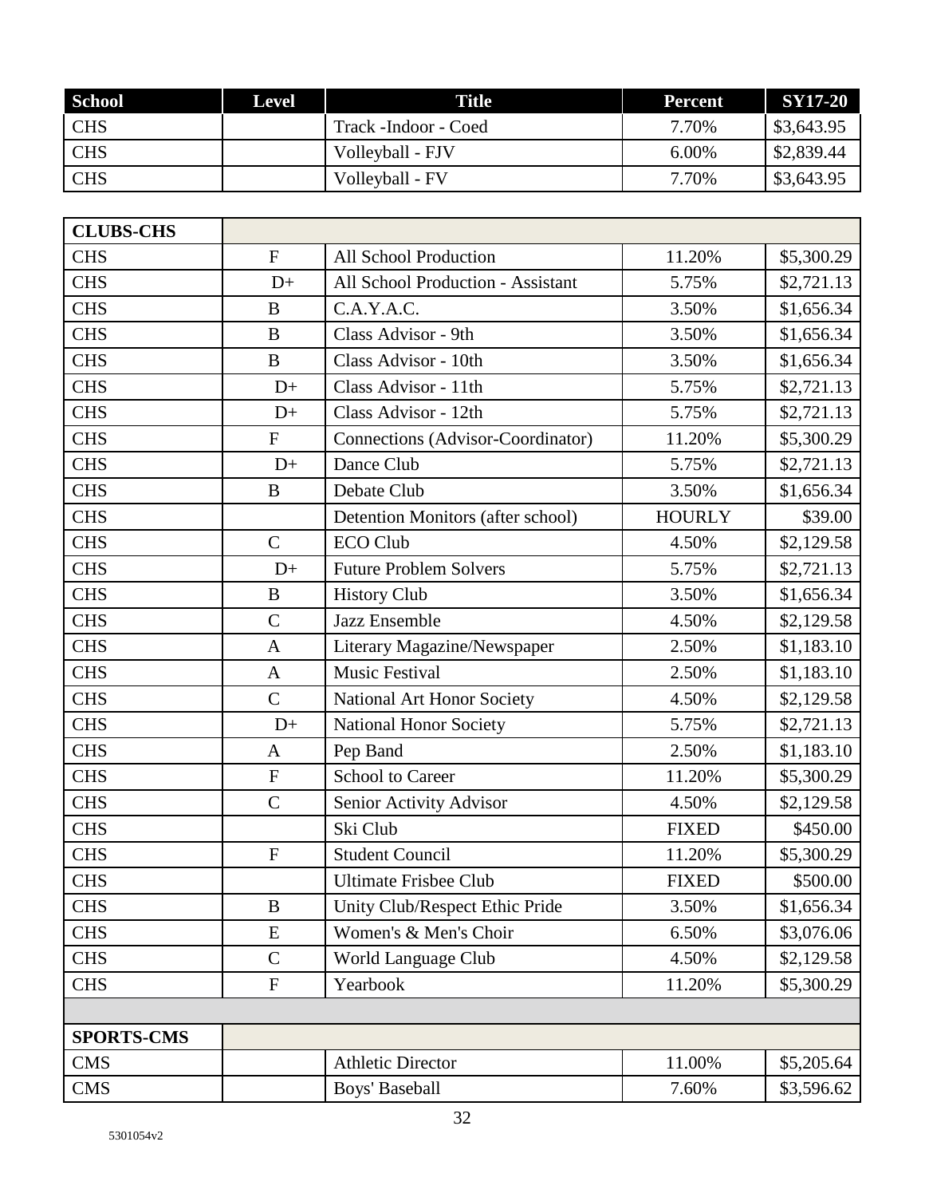| School | Level | Title | Percent | SY17-20 |
|---|---|---|---|---|
| CHS | | Track -Indoor - Coed | 7.70% | $3,643.95 |
| CHS | | Volleyball - FJV | 6.00% | $2,839.44 |
| CHS | | Volleyball - FV | 7.70% | $3,643.95 |

| **CLUBS-CHS** | | | | |
|---|---|---|---|---|
| CHS | F | All School Production | 11.20% | $5,300.29 |
| CHS | D+ | All School Production - Assistant | 5.75% | $2,721.13 |
| CHS | B | C.A.Y.A.C. | 3.50% | $1,656.34 |
| CHS | B | Class Advisor - 9th | 3.50% | $1,656.34 |
| CHS | B | Class Advisor - 10th | 3.50% | $1,656.34 |
| CHS | D+ | Class Advisor - 11th | 5.75% | $2,721.13 |
| CHS | D+ | Class Advisor - 12th | 5.75% | $2,721.13 |
| CHS | F | Connections (Advisor-Coordinator) | 11.20% | $5,300.29 |
| CHS | D+ | Dance Club | 5.75% | $2,721.13 |
| CHS | B | Debate Club | 3.50% | $1,656.34 |
| CHS | | Detention Monitors (after school) | HOURLY | $39.00 |
| CHS | C | ECO Club | 4.50% | $2,129.58 |
| CHS | D+ | Future Problem Solvers | 5.75% | $2,721.13 |
| CHS | B | History Club | 3.50% | $1,656.34 |
| CHS | C | Jazz Ensemble | 4.50% | $2,129.58 |
| CHS | A | Literary Magazine/Newspaper | 2.50% | $1,183.10 |
| CHS | A | Music Festival | 2.50% | $1,183.10 |
| CHS | C | National Art Honor Society | 4.50% | $2,129.58 |
| CHS | D+ | National Honor Society | 5.75% | $2,721.13 |
| CHS | A | Pep Band | 2.50% | $1,183.10 |
| CHS | F | School to Career | 11.20% | $5,300.29 |
| CHS | C | Senior Activity Advisor | 4.50% | $2,129.58 |
| CHS | | Ski Club | FIXED | $450.00 |
| CHS | F | Student Council | 11.20% | $5,300.29 |
| CHS | | Ultimate Frisbee Club | FIXED | $500.00 |
| CHS | B | Unity Club/Respect Ethic Pride | 3.50% | $1,656.34 |
| CHS | E | Women's & Men's Choir | 6.50% | $3,076.06 |
| CHS | C | World Language Club | 4.50% | $2,129.58 |
| CHS | F | Yearbook | 11.20% | $5,300.29 |
| | | | | |
| **SPORTS-CMS** | | | | |
| CMS | | Athletic Director | 11.00% | $5,205.64 |
| CMS | | Boys' Baseball | 7.60% | $3,596.62 |

5301054v2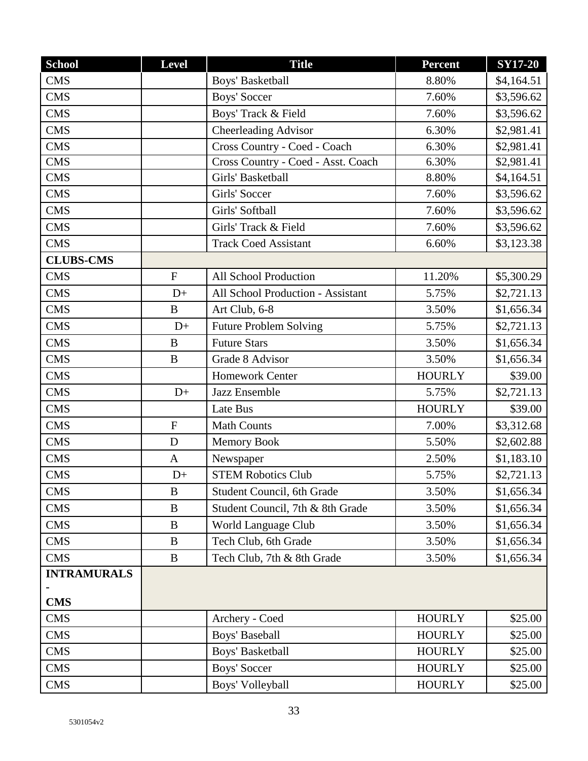| School | Level | Title | Percent | SY17-20 |
|---|---|---|---|---|
| CMS | | Boys' Basketball | 8.80% | $4,164.51 |
| CMS | | Boys' Soccer | 7.60% | $3,596.62 |
| CMS | | Boys' Track & Field | 7.60% | $3,596.62 |
| CMS | | Cheerleading Advisor | 6.30% | $2,981.41 |
| CMS | | Cross Country - Coed - Coach | 6.30% | $2,981.41 |
| CMS | | Cross Country - Coed - Asst. Coach | 6.30% | $2,981.41 |
| CMS | | Girls' Basketball | 8.80% | $4,164.51 |
| CMS | | Girls' Soccer | 7.60% | $3,596.62 |
| CMS | | Girls' Softball | 7.60% | $3,596.62 |
| CMS | | Girls' Track & Field | 7.60% | $3,596.62 |
| CMS | | Track Coed Assistant | 6.60% | $3,123.38 |
| **CLUBS-CMS** | | | | |
| CMS | F | All School Production | 11.20% | $5,300.29 |
| CMS | D+ | All School Production - Assistant | 5.75% | $2,721.13 |
| CMS | B | Art Club, 6-8 | 3.50% | $1,656.34 |
| CMS | D+ | Future Problem Solving | 5.75% | $2,721.13 |
| CMS | B | Future Stars | 3.50% | $1,656.34 |
| CMS | B | Grade 8 Advisor | 3.50% | $1,656.34 |
| CMS | | Homework Center | HOURLY | $39.00 |
| CMS | D+ | Jazz Ensemble | 5.75% | $2,721.13 |
| CMS | | Late Bus | HOURLY | $39.00 |
| CMS | F | Math Counts | 7.00% | $3,312.68 |
| CMS | D | Memory Book | 5.50% | $2,602.88 |
| CMS | A | Newspaper | 2.50% | $1,183.10 |
| CMS | D+ | STEM Robotics Club | 5.75% | $2,721.13 |
| CMS | B | Student Council, 6th Grade | 3.50% | $1,656.34 |
| CMS | B | Student Council, 7th & 8th Grade | 3.50% | $1,656.34 |
| CMS | B | World Language Club | 3.50% | $1,656.34 |
| CMS | B | Tech Club, 6th Grade | 3.50% | $1,656.34 |
| CMS | B | Tech Club, 7th & 8th Grade | 3.50% | $1,656.34 |
| **INTRAMURALS - CMS** | | | | |
| CMS | | Archery - Coed | HOURLY | $25.00 |
| CMS | | Boys' Baseball | HOURLY | $25.00 |
| CMS | | Boys' Basketball | HOURLY | $25.00 |
| CMS | | Boys' Soccer | HOURLY | $25.00 |
| CMS | | Boys' Volleyball | HOURLY | $25.00 |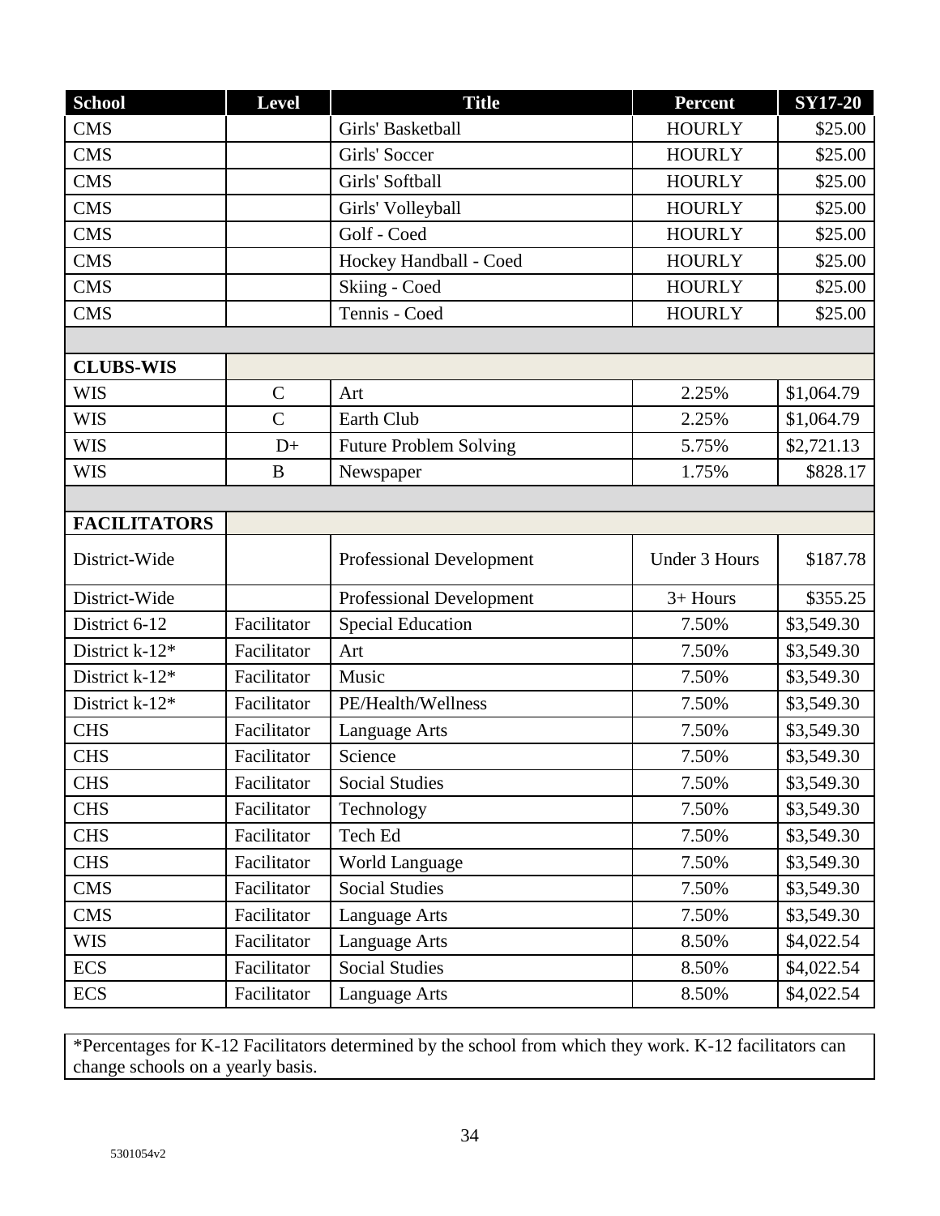| School | Level | Title | Percent | SY17-20 |
|---|---|---|---|---|
| CMS | | Girls' Basketball | HOURLY | $25.00 |
| CMS | | Girls' Soccer | HOURLY | $25.00 |
| CMS | | Girls' Softball | HOURLY | $25.00 |
| CMS | | Girls' Volleyball | HOURLY | $25.00 |
| CMS | | Golf - Coed | HOURLY | $25.00 |
| CMS | | Hockey Handball - Coed | HOURLY | $25.00 |
| CMS | | Skiing - Coed | HOURLY | $25.00 |
| CMS | | Tennis - Coed | HOURLY | $25.00 |
| | | | | |
| **CLUBS-WIS** | | | | |
| WIS | C | Art | 2.25% | $1,064.79 |
| WIS | C | Earth Club | 2.25% | $1,064.79 |
| WIS | D+ | Future Problem Solving | 5.75% | $2,721.13 |
| WIS | B | Newspaper | 1.75% | $828.17 |
| | | | | |
| **FACILITATORS** | | | | |
| District-Wide | | Professional Development | Under 3 Hours | $187.78 |
| District-Wide | | Professional Development | 3+ Hours | $355.25 |
| District 6-12 | Facilitator | Special Education | 7.50% | $3,549.30 |
| District k-12* | Facilitator | Art | 7.50% | $3,549.30 |
| District k-12* | Facilitator | Music | 7.50% | $3,549.30 |
| District k-12* | Facilitator | PE/Health/Wellness | 7.50% | $3,549.30 |
| CHS | Facilitator | Language Arts | 7.50% | $3,549.30 |
| CHS | Facilitator | Science | 7.50% | $3,549.30 |
| CHS | Facilitator | Social Studies | 7.50% | $3,549.30 |
| CHS | Facilitator | Technology | 7.50% | $3,549.30 |
| CHS | Facilitator | Tech Ed | 7.50% | $3,549.30 |
| CHS | Facilitator | World Language | 7.50% | $3,549.30 |
| CMS | Facilitator | Social Studies | 7.50% | $3,549.30 |
| CMS | Facilitator | Language Arts | 7.50% | $3,549.30 |
| WIS | Facilitator | Language Arts | 8.50% | $4,022.54 |
| ECS | Facilitator | Social Studies | 8.50% | $4,022.54 |
| ECS | Facilitator | Language Arts | 8.50% | $4,022.54 |

*Percentages for K-12 Facilitators determined by the school from which they work. K-12 facilitators can change schools on a yearly basis.

5301054v2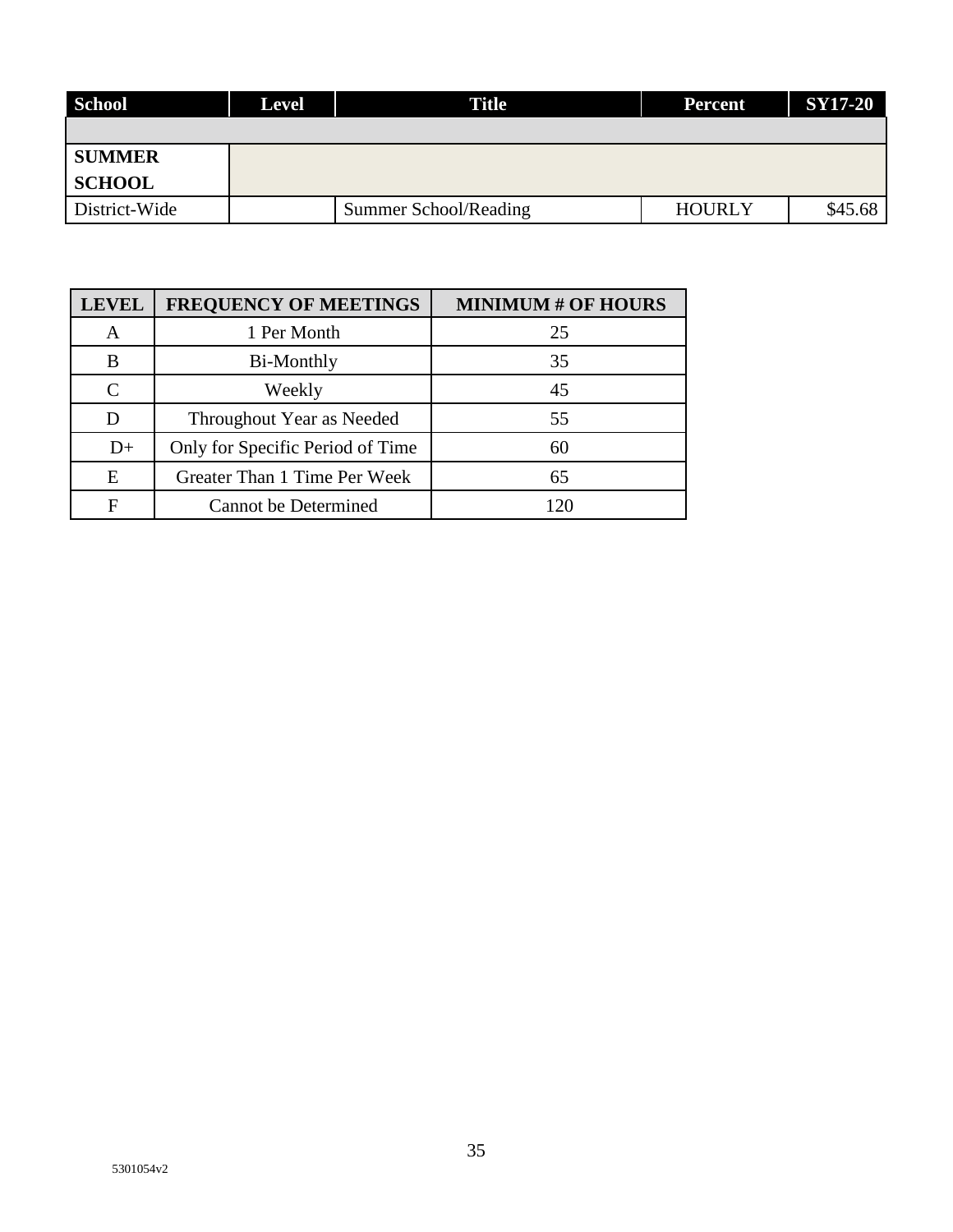| School | Level | Title | Percent | SY17-20 |
|---|---|---|---|---|
| | | | | |
| **SUMMER SCHOOL** | | | | |
| District-Wide | | Summer School/Reading | HOURLY | $45.68 |

| LEVEL | FREQUENCY OF MEETINGS | MINIMUM # OF HOURS |
|---|---|---|
| A | 1 Per Month | 25 |
| B | Bi-Monthly | 35 |
| C | Weekly | 45 |
| D | Throughout Year as Needed | 55 |
| D+ | Only for Specific Period of Time | 60 |
| E | Greater Than 1 Time Per Week | 65 |
| F | Cannot be Determined | 120 |

5301054v2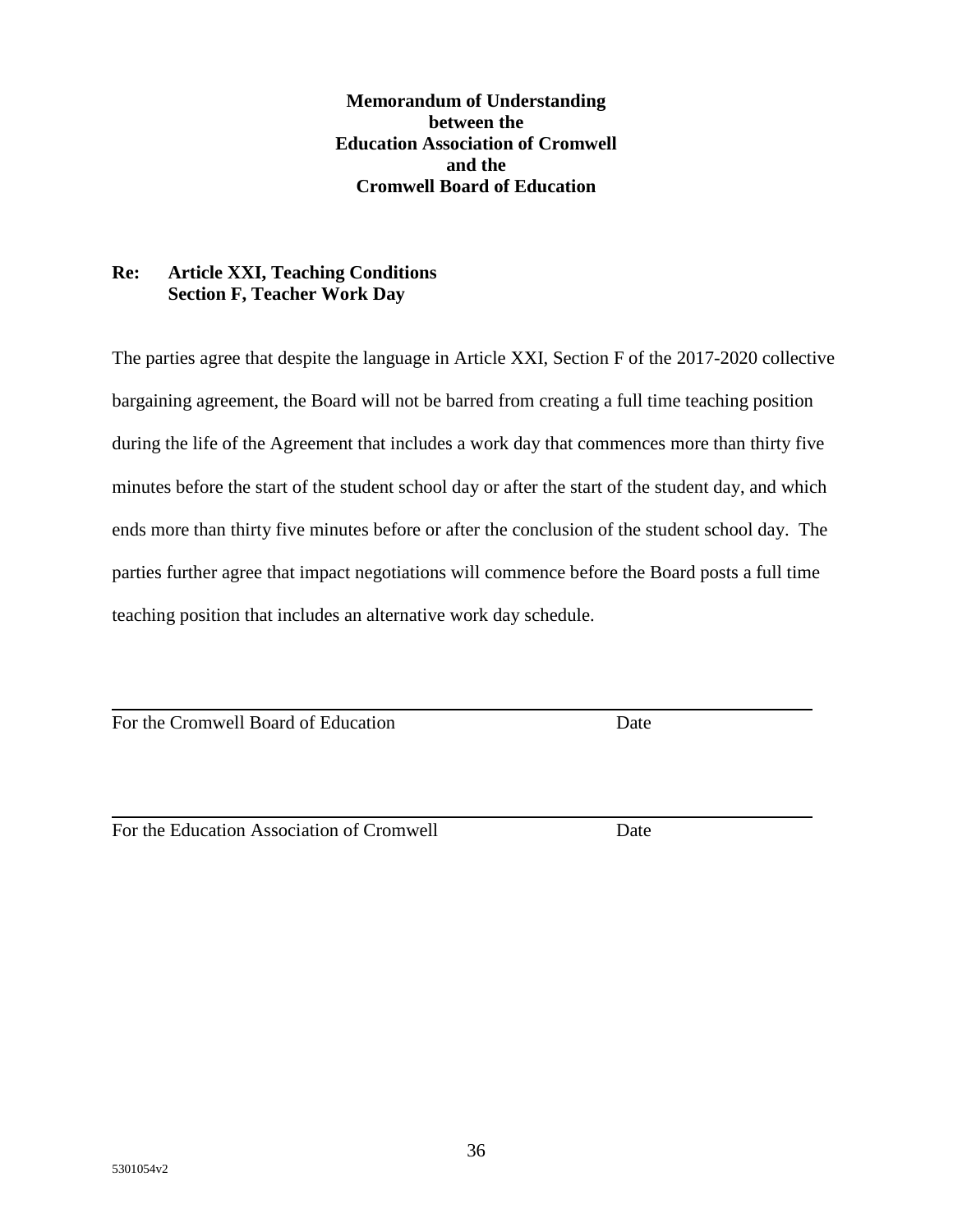**Memorandum of Understanding**
**between the**
**Education Association of Cromwell**
**and the**
**Cromwell Board of Education**

**Re: Article XXI, Teaching Conditions**
**Section F, Teacher Work Day**

The parties agree that despite the language in Article XXI, Section F of the 2017-2020 collective bargaining agreement, the Board will not be barred from creating a full time teaching position during the life of the Agreement that includes a work day that commences more than thirty five minutes before the start of the student school day or after the start of the student day, and which ends more than thirty five minutes before or after the conclusion of the student school day. The parties further agree that impact negotiations will commence before the Board posts a full time teaching position that includes an alternative work day schedule.

\_\_\_\_\_\_\_\_\_\_\_\_\_\_\_\_\_\_\_\_\_\_\_\_\_\_\_\_\_\_\_\_\_\_\_\_\_\_\_\_\_\_\_\_\_\_\_\_\_\_\_\_\_\_\_\_\_\_\_\_

For the Cromwell Board of Education                                        Date

\_\_\_\_\_\_\_\_\_\_\_\_\_\_\_\_\_\_\_\_\_\_\_\_\_\_\_\_\_\_\_\_\_\_\_\_\_\_\_\_\_\_\_\_\_\_\_\_\_\_\_\_\_\_\_\_\_\_\_\_

For the Education Association of Cromwell                                Date

5301054v2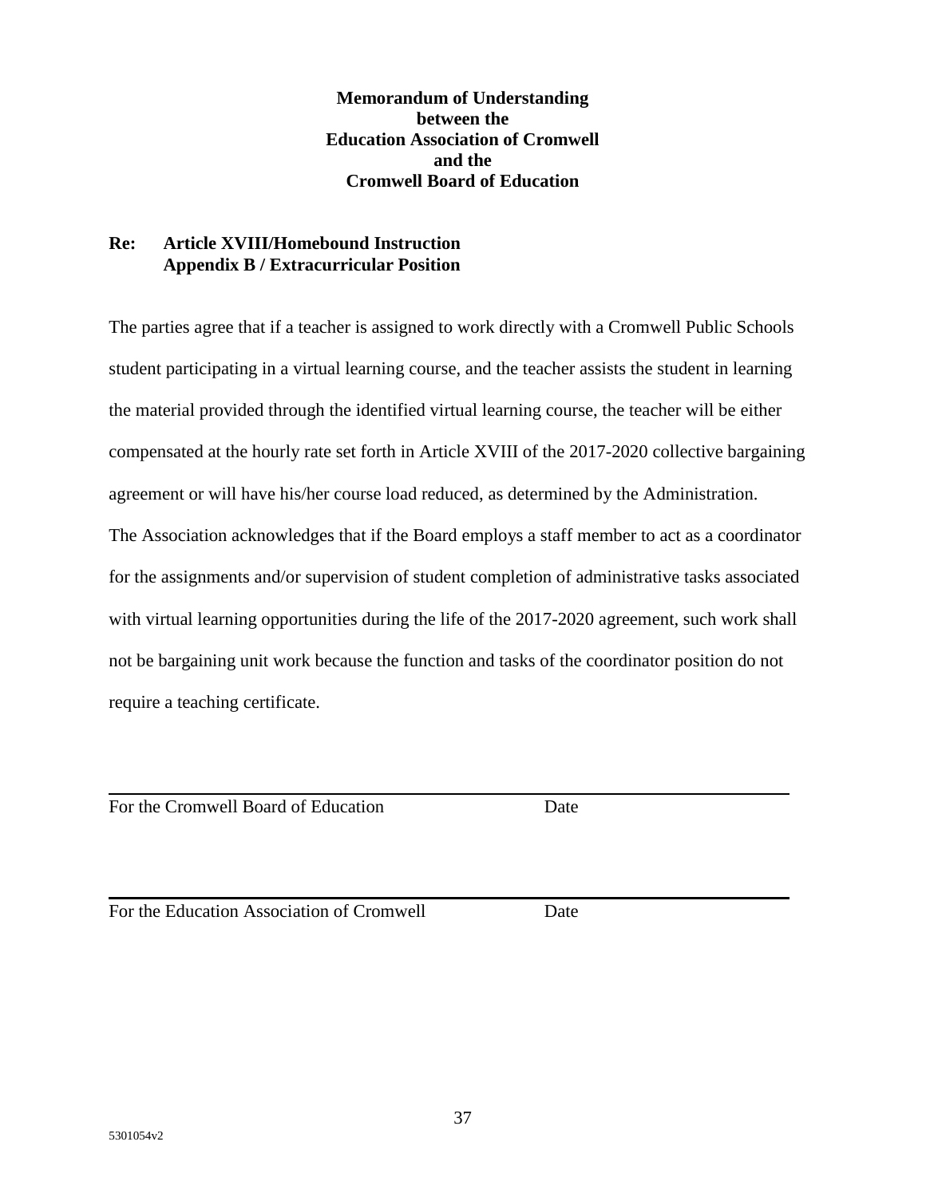**Memorandum of Understanding**
**between the**
**Education Association of Cromwell**
**and the**
**Cromwell Board of Education**

**Re: Article XVIII/Homebound Instruction**
**Appendix B / Extracurricular Position**

The parties agree that if a teacher is assigned to work directly with a Cromwell Public Schools student participating in a virtual learning course, and the teacher assists the student in learning the material provided through the identified virtual learning course, the teacher will be either compensated at the hourly rate set forth in Article XVIII of the 2017-2020 collective bargaining agreement or will have his/her course load reduced, as determined by the Administration.

The Association acknowledges that if the Board employs a staff member to act as a coordinator for the assignments and/or supervision of student completion of administrative tasks associated with virtual learning opportunities during the life of the 2017-2020 agreement, such work shall not be bargaining unit work because the function and tasks of the coordinator position do not require a teaching certificate.

---

For the Cromwell Board of Education          Date

---

For the Education Association of Cromwell          Date

5301054v2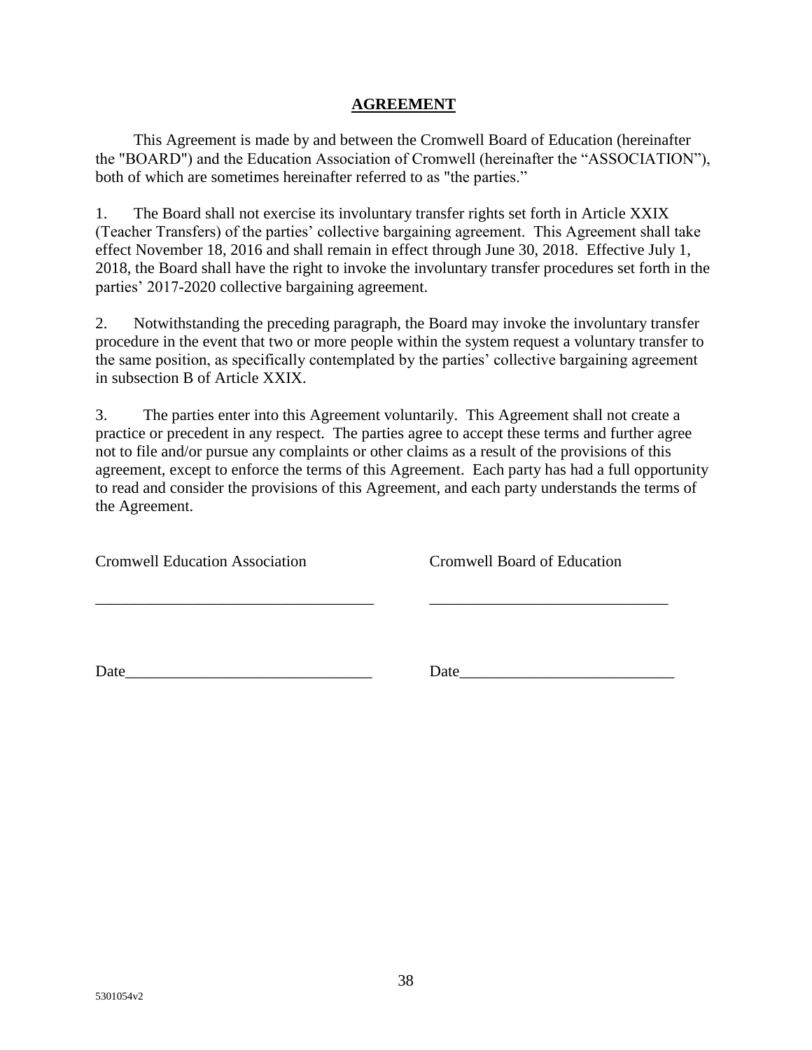# AGREEMENT

This Agreement is made by and between the Cromwell Board of Education (hereinafter the "BOARD") and the Education Association of Cromwell (hereinafter the "ASSOCIATION"), both of which are sometimes hereinafter referred to as "the parties."

1. The Board shall not exercise its involuntary transfer rights set forth in Article XXIX (Teacher Transfers) of the parties' collective bargaining agreement. This Agreement shall take effect November 18, 2016 and shall remain in effect through June 30, 2018. Effective July 1, 2018, the Board shall have the right to invoke the involuntary transfer procedures set forth in the parties' 2017-2020 collective bargaining agreement.

2. Notwithstanding the preceding paragraph, the Board may invoke the involuntary transfer procedure in the event that two or more people within the system request a voluntary transfer to the same position, as specifically contemplated by the parties' collective bargaining agreement in subsection B of Article XXIX.

3. The parties enter into this Agreement voluntarily. This Agreement shall not create a practice or precedent in any respect. The parties agree to accept these terms and further agree not to file and/or pursue any complaints or other claims as a result of the provisions of this agreement, except to enforce the terms of this Agreement. Each party has had a full opportunity to read and consider the provisions of this Agreement, and each party understands the terms of the Agreement.

| Cromwell Education Association | Cromwell Board of Education |
|---|---|
| ___________________________________ | ______________________________ |
| Date_______________________________ | Date___________________________ |

5301054v2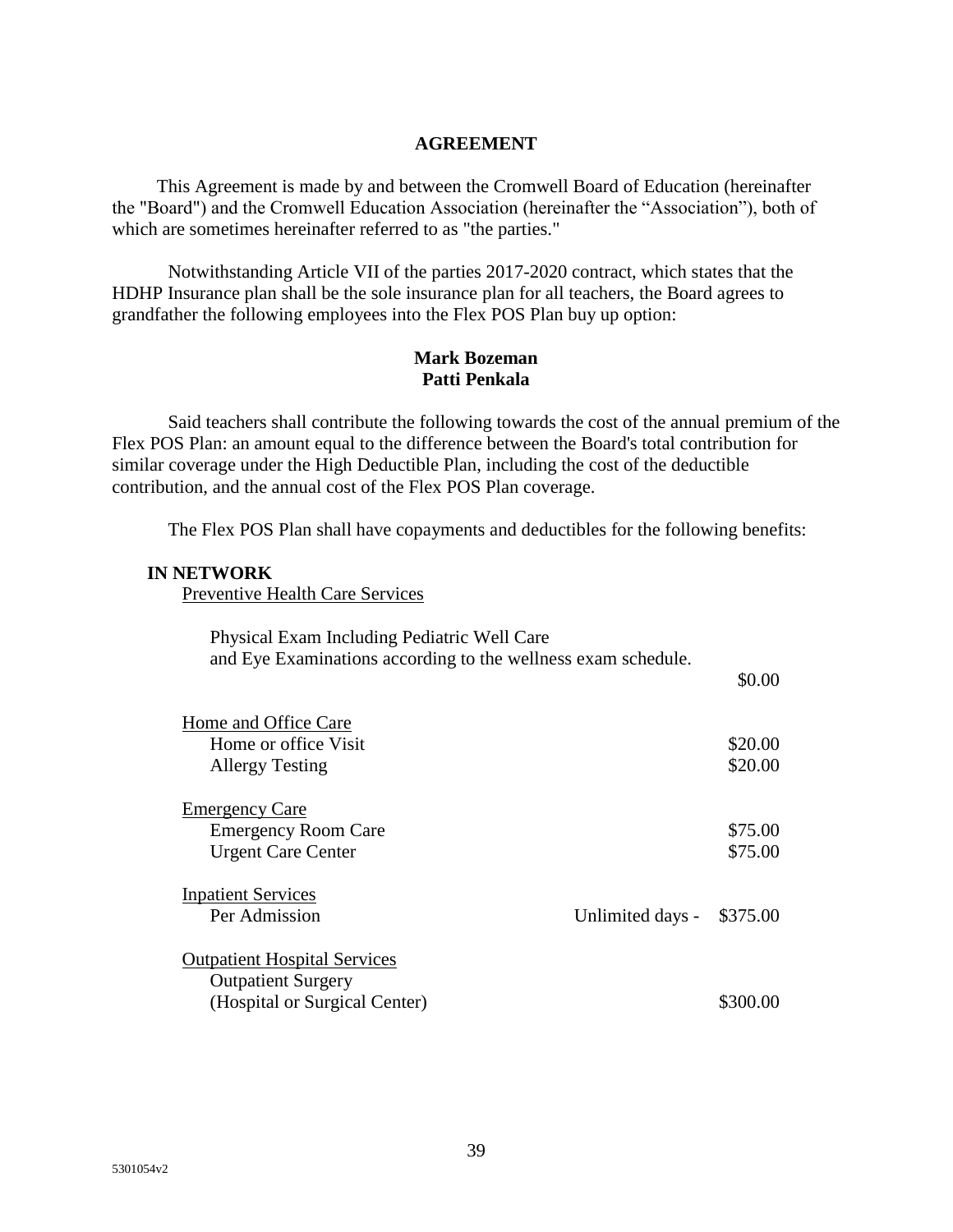## AGREEMENT

This Agreement is made by and between the Cromwell Board of Education (hereinafter the "Board") and the Cromwell Education Association (hereinafter the "Association"), both of which are sometimes hereinafter referred to as "the parties."

Notwithstanding Article VII of the parties 2017-2020 contract, which states that the HDHP Insurance plan shall be the sole insurance plan for all teachers, the Board agrees to grandfather the following employees into the Flex POS Plan buy up option:

**Mark Bozeman**
**Patti Penkala**

Said teachers shall contribute the following towards the cost of the annual premium of the Flex POS Plan: an amount equal to the difference between the Board's total contribution for similar coverage under the High Deductible Plan, including the cost of the deductible contribution, and the annual cost of the Flex POS Plan coverage.

The Flex POS Plan shall have copayments and deductibles for the following benefits:

**IN NETWORK**

Preventive Health Care Services

| | | |
|---|---|---|
| Physical Exam Including Pediatric Well Care and Eye Examinations according to the wellness exam schedule. | | $0.00 |
| Home and Office Care | | |
| Home or office Visit | | $20.00 |
| Allergy Testing | | $20.00 |
| Emergency Care | | |
| Emergency Room Care | | $75.00 |
| Urgent Care Center | | $75.00 |
| Inpatient Services | | |
| Per Admission | Unlimited days - | $375.00 |
| Outpatient Hospital Services | | |
| Outpatient Surgery (Hospital or Surgical Center) | | $300.00 |

5301054v2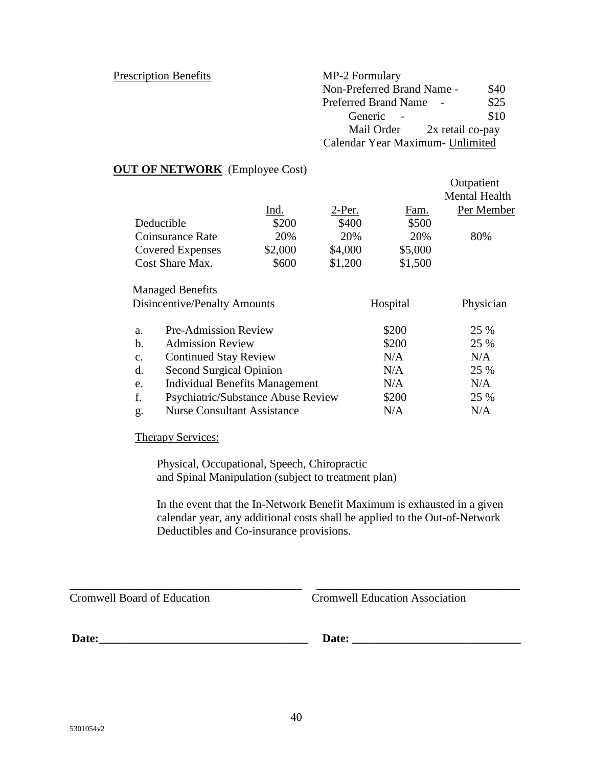Prescription Benefits

MP-2 Formulary

| | |
|---|---|
| Non-Preferred Brand Name - | $40 |
| Preferred Brand Name - | $25 |
| Generic - | $10 |
| Mail Order | 2x retail co-pay |

Calendar Year Maximum- Unlimited

**OUT OF NETWORK** (Employee Cost)

| | Ind. | 2-Per. | Fam. | Outpatient Mental Health Per Member |
|---|---|---|---|---|
| Deductible | $200 | $400 | $500 | |
| Coinsurance Rate | 20% | 20% | 20% | 80% |
| Covered Expenses | $2,000 | $4,000 | $5,000 | |
| Cost Share Max. | $600 | $1,200 | $1,500 | |

| Managed Benefits Disincentive/Penalty Amounts | | Hospital | Physician |
|---|---|---|---|
| a. | Pre-Admission Review | $200 | 25 % |
| b. | Admission Review | $200 | 25 % |
| c. | Continued Stay Review | N/A | N/A |
| d. | Second Surgical Opinion | N/A | 25 % |
| e. | Individual Benefits Management | N/A | N/A |
| f. | Psychiatric/Substance Abuse Review | $200 | 25 % |
| g. | Nurse Consultant Assistance | N/A | N/A |

Therapy Services:

Physical, Occupational, Speech, Chiropractic and Spinal Manipulation (subject to treatment plan)

In the event that the In-Network Benefit Maximum is exhausted in a given calendar year, any additional costs shall be applied to the Out-of-Network Deductibles and Co-insurance provisions.

_________________________________________ Cromwell Board of Education

_________________________________________ Cromwell Education Association

**Date:**___________________________________

**Date:** ___________________________________

5301054v2